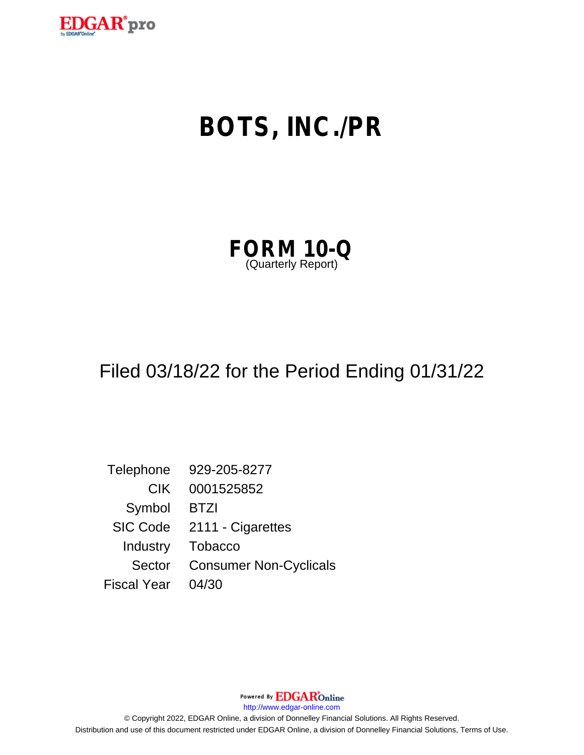# BOTS, INC./PR

## FORM 10-Q
(Quarterly Report)

Filed 03/18/22 for the Period Ending 01/31/22

| | |
|---|---|
| Telephone | 929-205-8277 |
| CIK | 0001525852 |
| Symbol | BTZI |
| SIC Code | 2111 - Cigarettes |
| Industry | Tobacco |
| Sector | Consumer Non-Cyclicals |
| Fiscal Year | 04/30 |

Powered By EDGAR Online

http://www.edgar-online.com

© Copyright 2022, EDGAR Online, a division of Donnelley Financial Solutions. All Rights Reserved.
Distribution and use of this document restricted under EDGAR Online, a division of Donnelley Financial Solutions, Terms of Use.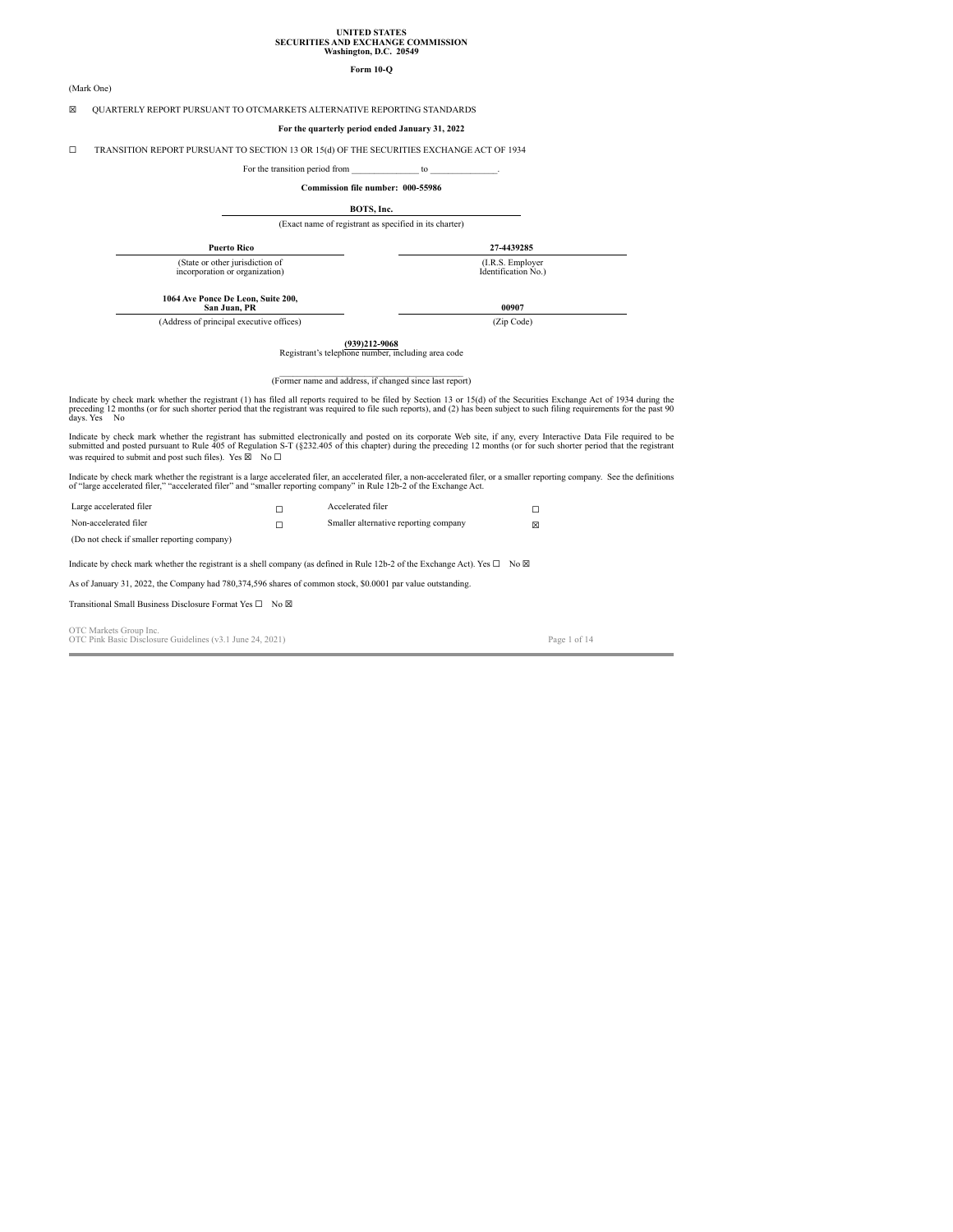**UNITED STATES**
**SECURITIES AND EXCHANGE COMMISSION**
**Washington, D.C. 20549**

**Form 10-Q**

(Mark One)

☒ QUARTERLY REPORT PURSUANT TO OTCMARKETS ALTERNATIVE REPORTING STANDARDS

**For the quarterly period ended January 31, 2022**

☐ TRANSITION REPORT PURSUANT TO SECTION 13 OR 15(d) OF THE SECURITIES EXCHANGE ACT OF 1934

For the transition period from ______________ to ______________.

**Commission file number: 000-55986**

**BOTS, Inc.**

(Exact name of registrant as specified in its charter)

| | |
|---|---|
| **Puerto Rico** | **27-4439285** |
| (State or other jurisdiction of incorporation or organization) | (I.R.S. Employer Identification No.) |
| **1064 Ave Ponce De Leon, Suite 200, San Juan, PR** | **00907** |
| (Address of principal executive offices) | (Zip Code) |

**(939)212-9068**
Registrant's telephone number, including area code

______________________________________
(Former name and address, if changed since last report)

Indicate by check mark whether the registrant (1) has filed all reports required to be filed by Section 13 or 15(d) of the Securities Exchange Act of 1934 during the preceding 12 months (or for such shorter period that the registrant was required to file such reports), and (2) has been subject to such filing requirements for the past 90 days. Yes No

Indicate by check mark whether the registrant has submitted electronically and posted on its corporate Web site, if any, every Interactive Data File required to be submitted and posted pursuant to Rule 405 of Regulation S-T (§232.405 of this chapter) during the preceding 12 months (or for such shorter period that the registrant was required to submit and post such files). Yes ☒ No ☐

Indicate by check mark whether the registrant is a large accelerated filer, an accelerated filer, a non-accelerated filer, or a smaller reporting company. See the definitions of "large accelerated filer," "accelerated filer" and "smaller reporting company" in Rule 12b-2 of the Exchange Act.

| | | | |
|---|---|---|---|
| Large accelerated filer | ☐ | Accelerated filer | ☐ |
| Non-accelerated filer | ☐ | Smaller alternative reporting company | ☒ |
| (Do not check if smaller reporting company) | | | |

Indicate by check mark whether the registrant is a shell company (as defined in Rule 12b-2 of the Exchange Act). Yes ☐ No ☒

As of January 31, 2022, the Company had 780,374,596 shares of common stock, $0.0001 par value outstanding.

Transitional Small Business Disclosure Format Yes ☐ No ☒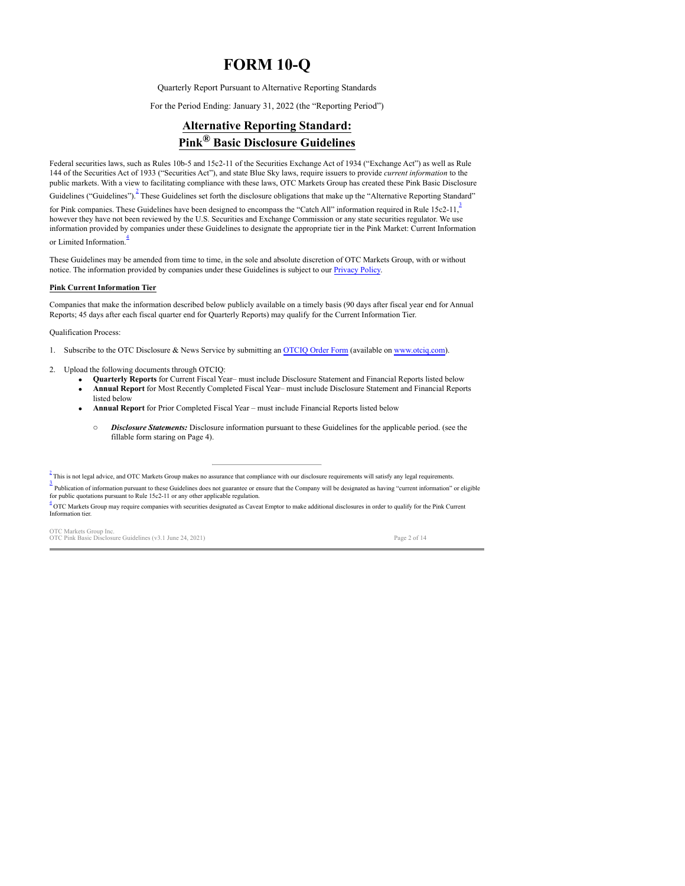# FORM 10-Q

Quarterly Report Pursuant to Alternative Reporting Standards

For the Period Ending: January 31, 2022 (the "Reporting Period")

## Alternative Reporting Standard: Pink® Basic Disclosure Guidelines

Federal securities laws, such as Rules 10b-5 and 15c2-11 of the Securities Exchange Act of 1934 ("Exchange Act") as well as Rule 144 of the Securities Act of 1933 ("Securities Act"), and state Blue Sky laws, require issuers to provide *current information* to the public markets. With a view to facilitating compliance with these laws, OTC Markets Group has created these Pink Basic Disclosure Guidelines ("Guidelines").[2] These Guidelines set forth the disclosure obligations that make up the "Alternative Reporting Standard" for Pink companies. These Guidelines have been designed to encompass the "Catch All" information required in Rule 15c2-11,[3] however they have not been reviewed by the U.S. Securities and Exchange Commission or any state securities regulator. We use information provided by companies under these Guidelines to designate the appropriate tier in the Pink Market: Current Information or Limited Information.[4]

These Guidelines may be amended from time to time, in the sole and absolute discretion of OTC Markets Group, with or without notice. The information provided by companies under these Guidelines is subject to our Privacy Policy.

**Pink Current Information Tier**

Companies that make the information described below publicly available on a timely basis (90 days after fiscal year end for Annual Reports; 45 days after each fiscal quarter end for Quarterly Reports) may qualify for the Current Information Tier.

Qualification Process:

1. Subscribe to the OTC Disclosure & News Service by submitting an OTCIQ Order Form (available on www.otciq.com).

2. Upload the following documents through OTCIQ:
   - **Quarterly Reports** for Current Fiscal Year– must include Disclosure Statement and Financial Reports listed below
   - **Annual Report** for Most Recently Completed Fiscal Year– must include Disclosure Statement and Financial Reports listed below
   - **Annual Report** for Prior Completed Fiscal Year – must include Financial Reports listed below
     - ***Disclosure Statements:*** Disclosure information pursuant to these Guidelines for the applicable period. (see the fillable form staring on Page 4).

---

[2] This is not legal advice, and OTC Markets Group makes no assurance that compliance with our disclosure requirements will satisfy any legal requirements.

[3] Publication of information pursuant to these Guidelines does not guarantee or ensure that the Company will be designated as having "current information" or eligible for public quotations pursuant to Rule 15c2-11 or any other applicable regulation.

[4] OTC Markets Group may require companies with securities designated as Caveat Emptor to make additional disclosures in order to qualify for the Pink Current Information tier.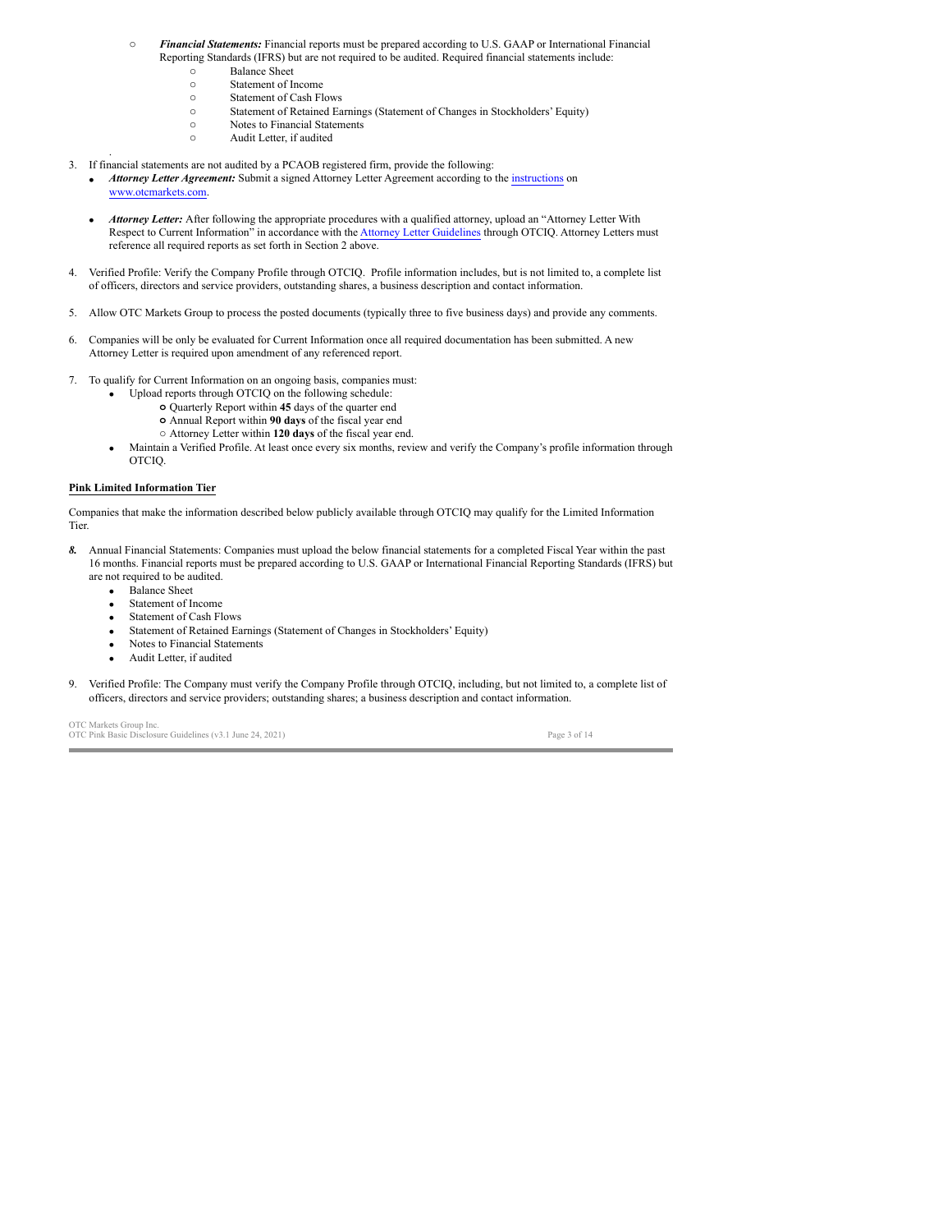- ***Financial Statements:*** Financial reports must be prepared according to U.S. GAAP or International Financial Reporting Standards (IFRS) but are not required to be audited. Required financial statements include:
    - Balance Sheet
    - Statement of Income
    - Statement of Cash Flows
    - Statement of Retained Earnings (Statement of Changes in Stockholders' Equity)
    - Notes to Financial Statements
    - Audit Letter, if audited

3. If financial statements are not audited by a PCAOB registered firm, provide the following:
    - ***Attorney Letter Agreement:*** Submit a signed Attorney Letter Agreement according to the instructions on www.otcmarkets.com.
    - ***Attorney Letter:*** After following the appropriate procedures with a qualified attorney, upload an "Attorney Letter With Respect to Current Information" in accordance with the Attorney Letter Guidelines through OTCIQ. Attorney Letters must reference all required reports as set forth in Section 2 above.

4. Verified Profile: Verify the Company Profile through OTCIQ. Profile information includes, but is not limited to, a complete list of officers, directors and service providers, outstanding shares, a business description and contact information.

5. Allow OTC Markets Group to process the posted documents (typically three to five business days) and provide any comments.

6. Companies will be only be evaluated for Current Information once all required documentation has been submitted. A new Attorney Letter is required upon amendment of any referenced report.

7. To qualify for Current Information on an ongoing basis, companies must:
    - Upload reports through OTCIQ on the following schedule:
        - Quarterly Report within **45** days of the quarter end
        - Annual Report within **90 days** of the fiscal year end
        - Attorney Letter within **120 days** of the fiscal year end.
    - Maintain a Verified Profile. At least once every six months, review and verify the Company's profile information through OTCIQ.

**Pink Limited Information Tier**

Companies that make the information described below publicly available through OTCIQ may qualify for the Limited Information Tier.

8. Annual Financial Statements: Companies must upload the below financial statements for a completed Fiscal Year within the past 16 months. Financial reports must be prepared according to U.S. GAAP or International Financial Reporting Standards (IFRS) but are not required to be audited.
    - Balance Sheet
    - Statement of Income
    - Statement of Cash Flows
    - Statement of Retained Earnings (Statement of Changes in Stockholders' Equity)
    - Notes to Financial Statements
    - Audit Letter, if audited

9. Verified Profile: The Company must verify the Company Profile through OTCIQ, including, but not limited to, a complete list of officers, directors and service providers; outstanding shares; a business description and contact information.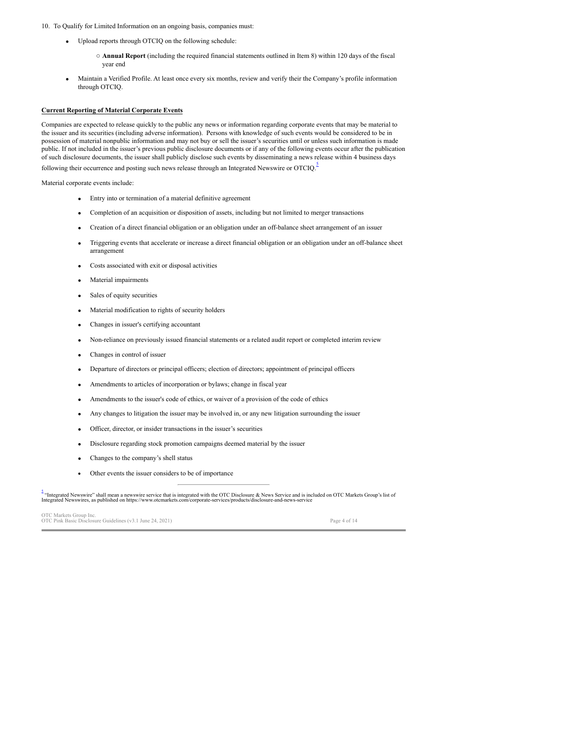10. To Qualify for Limited Information on an ongoing basis, companies must:

- Upload reports through OTCIQ on the following schedule:
  - **Annual Report** (including the required financial statements outlined in Item 8) within 120 days of the fiscal year end
- Maintain a Verified Profile. At least once every six months, review and verify their the Company's profile information through OTCIQ.

**Current Reporting of Material Corporate Events**

Companies are expected to release quickly to the public any news or information regarding corporate events that may be material to the issuer and its securities (including adverse information). Persons with knowledge of such events would be considered to be in possession of material nonpublic information and may not buy or sell the issuer's securities until or unless such information is made public. If not included in the issuer's previous public disclosure documents or if any of the following events occur after the publication of such disclosure documents, the issuer shall publicly disclose such events by disseminating a news release within 4 business days following their occurrence and posting such news release through an Integrated Newswire or OTCIQ.[5]

Material corporate events include:

- Entry into or termination of a material definitive agreement
- Completion of an acquisition or disposition of assets, including but not limited to merger transactions
- Creation of a direct financial obligation or an obligation under an off-balance sheet arrangement of an issuer
- Triggering events that accelerate or increase a direct financial obligation or an obligation under an off-balance sheet arrangement
- Costs associated with exit or disposal activities
- Material impairments
- Sales of equity securities
- Material modification to rights of security holders
- Changes in issuer's certifying accountant
- Non-reliance on previously issued financial statements or a related audit report or completed interim review
- Changes in control of issuer
- Departure of directors or principal officers; election of directors; appointment of principal officers
- Amendments to articles of incorporation or bylaws; change in fiscal year
- Amendments to the issuer's code of ethics, or waiver of a provision of the code of ethics
- Any changes to litigation the issuer may be involved in, or any new litigation surrounding the issuer
- Officer, director, or insider transactions in the issuer's securities
- Disclosure regarding stock promotion campaigns deemed material by the issuer
- Changes to the company's shell status
- Other events the issuer considers to be of importance

---

[5] "Integrated Newswire" shall mean a newswire service that is integrated with the OTC Disclosure & News Service and is included on OTC Markets Group's list of Integrated Newswires, as published on https://www.otcmarkets.com/corporate-services/products/disclosure-and-news-service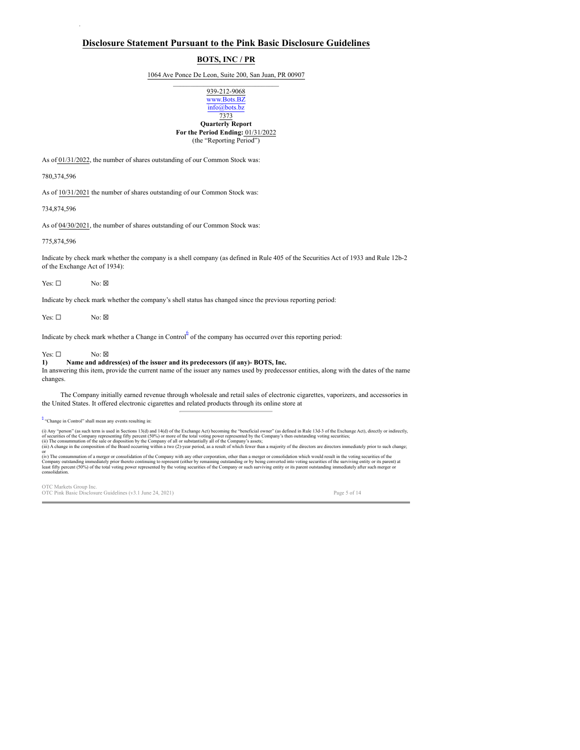# Disclosure Statement Pursuant to the Pink Basic Disclosure Guidelines

## BOTS, INC / PR

1064 Ave Ponce De Leon, Suite 200, San Juan, PR 00907

939-212-9068
www.Bots.BZ
info@bots.bz
7373
**Quarterly Report**
**For the Period Ending:** 01/31/2022
(the "Reporting Period")

As of 01/31/2022, the number of shares outstanding of our Common Stock was:

780,374,596

As of 10/31/2021 the number of shares outstanding of our Common Stock was:

734,874,596

As of 04/30/2021, the number of shares outstanding of our Common Stock was:

775,874,596

Indicate by check mark whether the company is a shell company (as defined in Rule 405 of the Securities Act of 1933 and Rule 12b-2 of the Exchange Act of 1934):

Yes: ☐ No: ☒

Indicate by check mark whether the company's shell status has changed since the previous reporting period:

Yes: ☐ No: ☒

Indicate by check mark whether a Change in Control[6] of the company has occurred over this reporting period:

Yes: ☐ No: ☒

**1) Name and address(es) of the issuer and its predecessors (if any)- BOTS, Inc.**

In answering this item, provide the current name of the issuer any names used by predecessor entities, along with the dates of the name changes.

The Company initially earned revenue through wholesale and retail sales of electronic cigarettes, vaporizers, and accessories in the United States. It offered electronic cigarettes and related products through its online store at

[6] "Change in Control" shall mean any events resulting in:

(i) Any "person" (as such term is used in Sections 13(d) and 14(d) of the Exchange Act) becoming the "beneficial owner" (as defined in Rule 13d-3 of the Exchange Act), directly or indirectly, of securities of the Company representing fifty percent (50%) or more of the total voting power represented by the Company's then outstanding voting securities;
(ii) The consummation of the sale or disposition by the Company of all or substantially all of the Company's assets;
(iii) A change in the composition of the Board occurring within a two (2)-year period, as a result of which fewer than a majority of the directors are directors immediately prior to such change; or
(iv) The consummation of a merger or consolidation of the Company with any other corporation, other than a merger or consolidation which would result in the voting securities of the Company outstanding immediately prior thereto continuing to represent (either by remaining outstanding or by being converted into voting securities of the surviving entity or its parent) at least fifty percent (50%) of the total voting power represented by the voting securities of the Company or such surviving entity or its parent outstanding immediately after such merger or consolidation.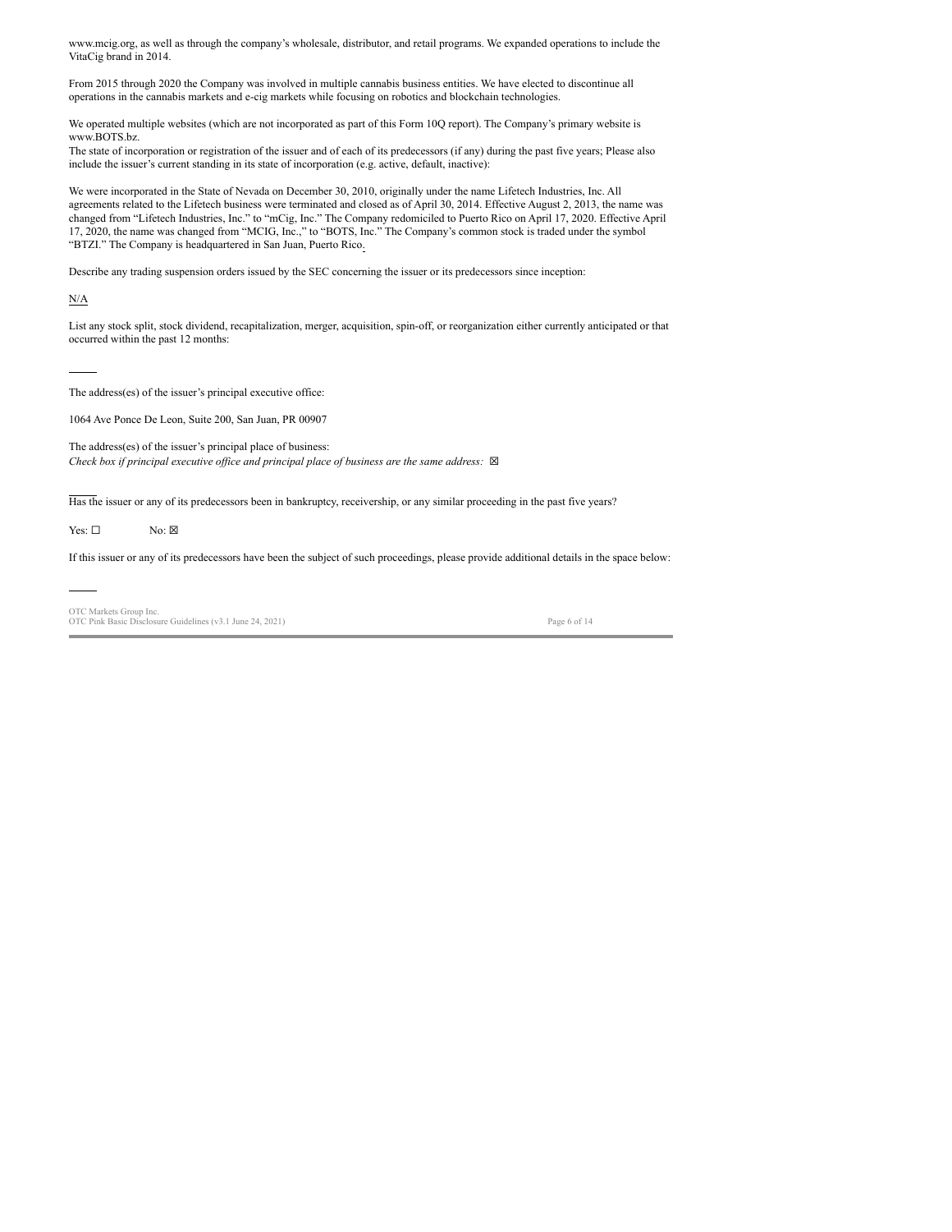www.mcig.org, as well as through the company's wholesale, distributor, and retail programs. We expanded operations to include the VitaCig brand in 2014.

From 2015 through 2020 the Company was involved in multiple cannabis business entities. We have elected to discontinue all operations in the cannabis markets and e-cig markets while focusing on robotics and blockchain technologies.

We operated multiple websites (which are not incorporated as part of this Form 10Q report). The Company's primary website is www.BOTS.bz.

The state of incorporation or registration of the issuer and of each of its predecessors (if any) during the past five years; Please also include the issuer's current standing in its state of incorporation (e.g. active, default, inactive):

We were incorporated in the State of Nevada on December 30, 2010, originally under the name Lifetech Industries, Inc. All agreements related to the Lifetech business were terminated and closed as of April 30, 2014. Effective August 2, 2013, the name was changed from "Lifetech Industries, Inc." to "mCig, Inc." The Company redomiciled to Puerto Rico on April 17, 2020. Effective April 17, 2020, the name was changed from "MCIG, Inc.," to "BOTS, Inc." The Company's common stock is traded under the symbol "BTZI." The Company is headquartered in San Juan, Puerto Rico.

Describe any trading suspension orders issued by the SEC concerning the issuer or its predecessors since inception:

N/A

List any stock split, stock dividend, recapitalization, merger, acquisition, spin-off, or reorganization either currently anticipated or that occurred within the past 12 months:

The address(es) of the issuer's principal executive office:

1064 Ave Ponce De Leon, Suite 200, San Juan, PR 00907

The address(es) of the issuer's principal place of business:
*Check box if principal executive office and principal place of business are the same address:* ☒

Has the issuer or any of its predecessors been in bankruptcy, receivership, or any similar proceeding in the past five years?

Yes: ☐ No: ☒

If this issuer or any of its predecessors have been the subject of such proceedings, please provide additional details in the space below: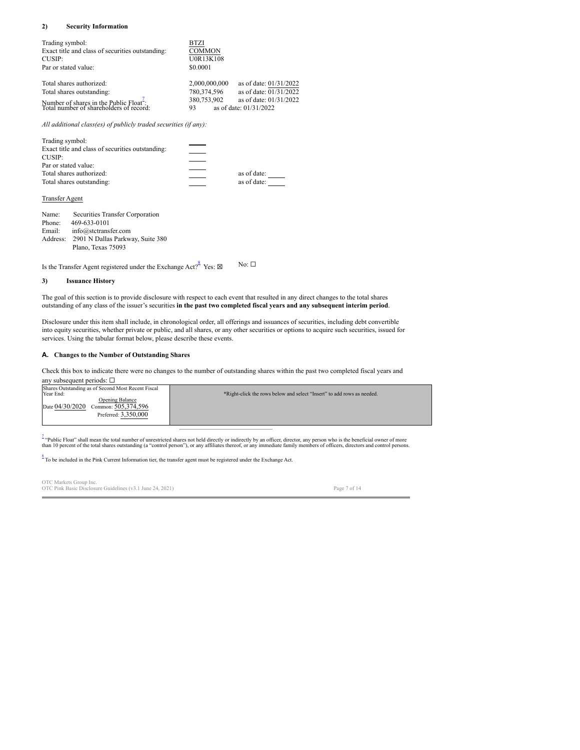## 2) Security Information

| | | |
|---|---|---|
| Trading symbol: | BTZI | |
| Exact title and class of securities outstanding: | COMMON | |
| CUSIP: | U0R13K108 | |
| Par or stated value: | $0.0001 | |
| Total shares authorized: | 2,000,000,000 | as of date: 01/31/2022 |
| Total shares outstanding: | 780,374,596 | as of date: 01/31/2022 |
| Number of shares in the Public Float[7]: | 380,753,902 | as of date: 01/31/2022 |
| Total number of shareholders of record: | 93 | as of date: 01/31/2022 |

*All additional class(es) of publicly traded securities (if any):*

| | | |
|---|---|---|
| Trading symbol: | ____ | |
| Exact title and class of securities outstanding: | ____ | |
| CUSIP: | ____ | |
| Par or stated value: | ____ | |
| Total shares authorized: | ____ | as of date: ____ |
| Total shares outstanding: | ____ | as of date: ____ |

Transfer Agent

Name: Securities Transfer Corporation
Phone: 469-633-0101
Email: info@stctransfer.com
Address: 2901 N Dallas Parkway, Suite 380
Plano, Texas 75093

Is the Transfer Agent registered under the Exchange Act?[8] Yes: ☒ No: ☐

## 3) Issuance History

The goal of this section is to provide disclosure with respect to each event that resulted in any direct changes to the total shares outstanding of any class of the issuer's securities **in the past two completed fiscal years and any subsequent interim period**.

Disclosure under this item shall include, in chronological order, all offerings and issuances of securities, including debt convertible into equity securities, whether private or public, and all shares, or any other securities or options to acquire such securities, issued for services. Using the tabular format below, please describe these events.

### A. Changes to the Number of Outstanding Shares

Check this box to indicate there were no changes to the number of outstanding shares within the past two completed fiscal years and any subsequent periods: ☐

| | |
|---|---|
| Shares Outstanding as of Second Most Recent Fiscal Year End:<br>Opening Balance<br>Date 04/30/2020 Common: 505,374,596<br>Preferred: 3,350,000 | *Right-click the rows below and select "Insert" to add rows as needed. |

[7] "Public Float" shall mean the total number of unrestricted shares not held directly or indirectly by an officer, director, any person who is the beneficial owner of more than 10 percent of the total shares outstanding (a "control person"), or any affiliates thereof, or any immediate family members of officers, directors and control persons.

[8] To be included in the Pink Current Information tier, the transfer agent must be registered under the Exchange Act.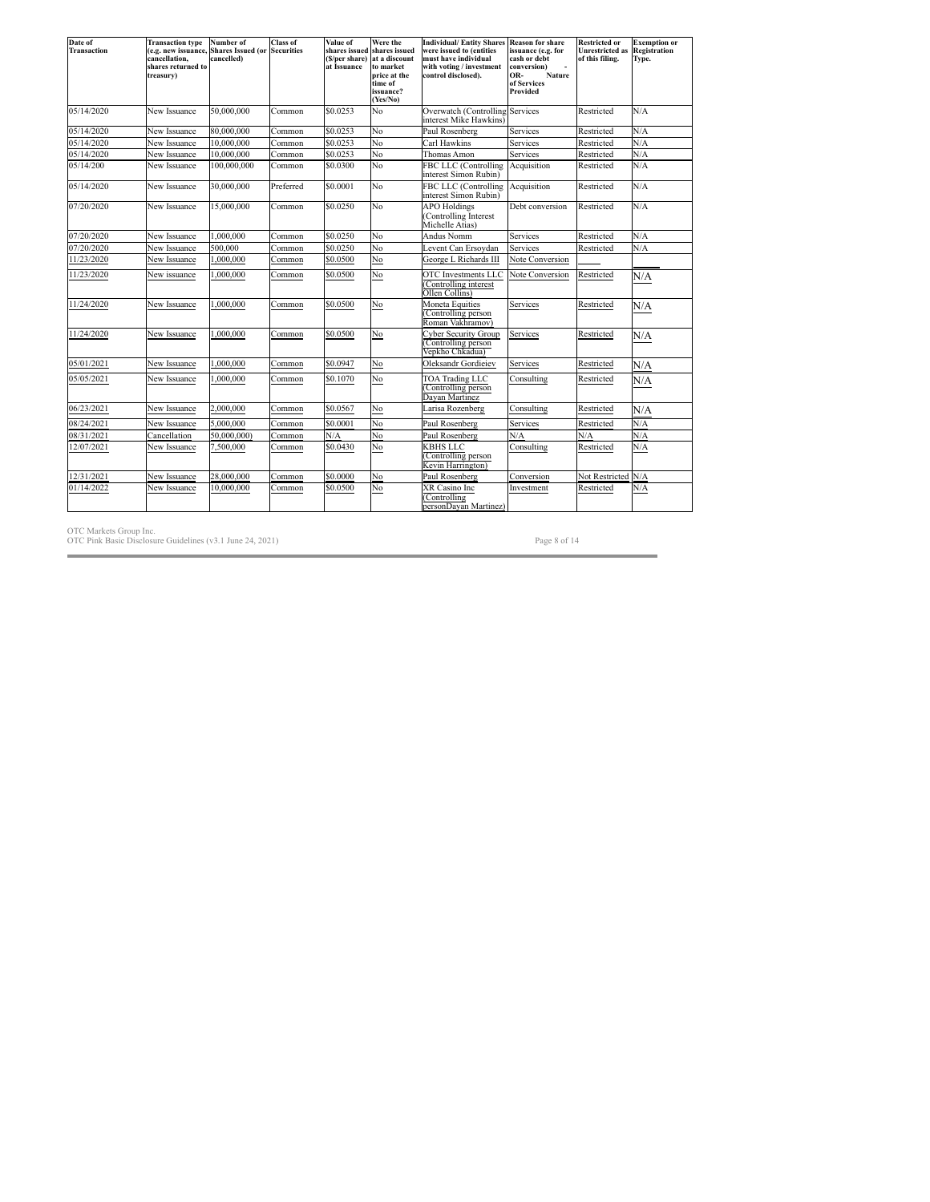| Date of Transaction | Transaction type (e.g. new issuance, cancellation, shares returned to treasury) | Number of Shares Issued (or cancelled) | Class of Securities | Value of shares issued ($/per share) at Issuance | Were the shares issued at a discount to market price at the time of issuance? (Yes/No) | Individual/ Entity Shares were issued to (entities must have individual with voting / investment control disclosed). | Reason for share issuance (e.g. for cash or debt conversion) -OR- Nature of Services Provided | Restricted or Unrestricted as of this filing. | Exemption or Registration Type. |
|---|---|---|---|---|---|---|---|---|---|
| 05/14/2020 | New Issuance | 50,000,000 | Common | $0.0253 | No | Overwatch (Controlling interest Mike Hawkins) | Services | Restricted | N/A |
| 05/14/2020 | New Issuance | 80,000,000 | Common | $0.0253 | No | Paul Rosenberg | Services | Restricted | N/A |
| 05/14/2020 | New Issuance | 10,000,000 | Common | $0.0253 | No | Carl Hawkins | Services | Restricted | N/A |
| 05/14/2020 | New Issuance | 10,000,000 | Common | $0.0253 | No | Thomas Amon | Services | Restricted | N/A |
| 05/14/200 | New Issuance | 100,000,000 | Common | $0.0300 | No | FBC LLC (Controlling interest Simon Rubin) | Acquisition | Restricted | N/A |
| 05/14/2020 | New Issuance | 30,000,000 | Preferred | $0.0001 | No | FBC LLC (Controlling interest Simon Rubin) | Acquisition | Restricted | N/A |
| 07/20/2020 | New Issuance | 15,000,000 | Common | $0.0250 | No | APO Holdings (Controlling Interest Michelle Atias) | Debt conversion | Restricted | N/A |
| 07/20/2020 | New Issuance | 1,000,000 | Common | $0.0250 | No | Andus Nomm | Services | Restricted | N/A |
| 07/20/2020 | New Issuance | 500,000 | Common | $0.0250 | No | Levent Can Ersoydan | Services | Restricted | N/A |
| 11/23/2020 | New Issuance | 1,000,000 | Common | $0.0500 | No | George L Richards III | Note Conversion | | |
| 11/23/2020 | New issuance | 1,000,000 | Common | $0.0500 | No | OTC Investments LLC (Controlling interest Ollen Collins) | Note Conversion | Restricted | N/A |
| 11/24/2020 | New Issuance | 1,000,000 | Common | $0.0500 | No | Moneta Equities (Controlling person Roman Vakhramov) | Services | Restricted | N/A |
| 11/24/2020 | New Issuance | 1,000,000 | Common | $0.0500 | No | Cyber Security Group (Controlling person Vepkho Chkadua) | Services | Restricted | N/A |
| 05/01/2021 | New Issuance | 1,000,000 | Common | $0.0947 | No | Oleksandr Gordieiev | Services | Restricted | N/A |
| 05/05/2021 | New Issuance | 1,000,000 | Common | $0.1070 | No | TOA Trading LLC (Controlling person Dayan Martinez | Consulting | Restricted | N/A |
| 06/23/2021 | New Issuance | 2,000,000 | Common | $0.0567 | No | Larisa Rozenberg | Consulting | Restricted | N/A |
| 08/24/2021 | New Issuance | 5,000,000 | Common | $0.0001 | No | Paul Rosenberg | Services | Restricted | N/A |
| 08/31/2021 | Cancellation | 50,000,000) | Common | N/A | No | Paul Rosenberg | N/A | N/A | N/A |
| 12/07/2021 | New Issuance | 7,500,000 | Common | $0.0430 | No | KBHS LLC (Controlling person Kevin Harrington) | Consulting | Restricted | N/A |
| 12/31/2021 | New Issuance | 28,000,000 | Common | $0.0000 | No | Paul Rosenberg | Conversion | Not Restricted | N/A |
| 01/14/2022 | New Issuance | 10,000,000 | Common | $0.0500 | No | XR Casino Inc (Controlling personDayan Martinez) | Investment | Restricted | N/A |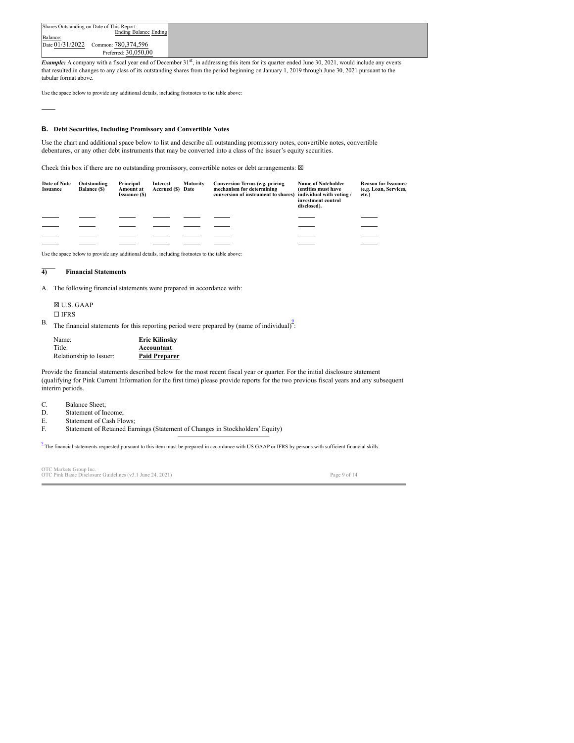| Shares Outstanding on Date of This Report: | |
|---|---|
| Ending Balance Ending Balance: | |
| Date 01/31/2022 Common: 780,374,596 | |
| Preferred: 30,050,00 | |

***Example:*** A company with a fiscal year end of December 31st, in addressing this item for its quarter ended June 30, 2021, would include any events that resulted in changes to any class of its outstanding shares from the period beginning on January 1, 2019 through June 30, 2021 pursuant to the tabular format above.

Use the space below to provide any additional details, including footnotes to the table above:

### B. Debt Securities, Including Promissory and Convertible Notes

Use the chart and additional space below to list and describe all outstanding promissory notes, convertible notes, convertible debentures, or any other debt instruments that may be converted into a class of the issuer's equity securities.

Check this box if there are no outstanding promissory, convertible notes or debt arrangements: ☒

| Date of Note Issuance | Outstanding Balance ($) | Principal Amount at Issuance ($) | Interest Accrued ($) | Maturity Date | Conversion Terms (e.g. pricing mechanism for determining conversion of instrument to shares) | Name of Noteholder (entities must have individual with voting / investment control disclosed). | Reason for Issuance (e.g. Loan, Services, etc.) |
|---|---|---|---|---|---|---|---|
| | | | | | | | |
| | | | | | | | |
| | | | | | | | |
| | | | | | | | |

Use the space below to provide any additional details, including footnotes to the table above:

## 4) Financial Statements

A. The following financial statements were prepared in accordance with:

☒ U.S. GAAP
☐ IFRS

B. The financial statements for this reporting period were prepared by (name of individual)[9]:

Name: **Eric Kilinsky**
Title: **Accountant**
Relationship to Issuer: **Paid Preparer**

Provide the financial statements described below for the most recent fiscal year or quarter. For the initial disclosure statement (qualifying for Pink Current Information for the first time) please provide reports for the two previous fiscal years and any subsequent interim periods.

C. Balance Sheet;
D. Statement of Income;
E. Statement of Cash Flows;
F. Statement of Retained Earnings (Statement of Changes in Stockholders' Equity)

[9] The financial statements requested pursuant to this item must be prepared in accordance with US GAAP or IFRS by persons with sufficient financial skills.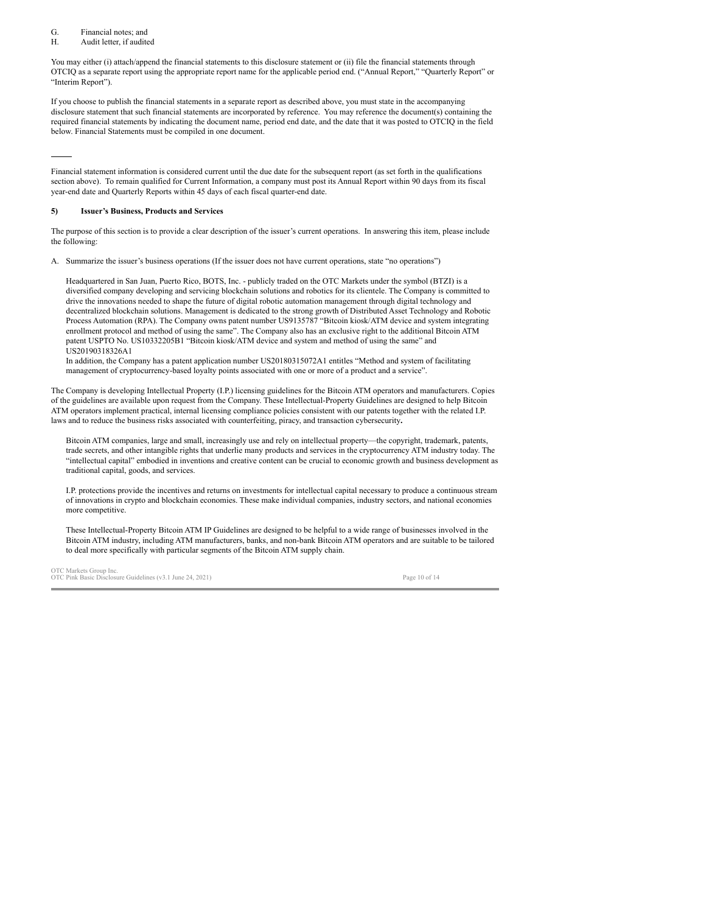G. Financial notes; and
H. Audit letter, if audited

You may either (i) attach/append the financial statements to this disclosure statement or (ii) file the financial statements through OTCIQ as a separate report using the appropriate report name for the applicable period end. ("Annual Report," "Quarterly Report" or "Interim Report").

If you choose to publish the financial statements in a separate report as described above, you must state in the accompanying disclosure statement that such financial statements are incorporated by reference. You may reference the document(s) containing the required financial statements by indicating the document name, period end date, and the date that it was posted to OTCIQ in the field below. Financial Statements must be compiled in one document.

Financial statement information is considered current until the due date for the subsequent report (as set forth in the qualifications section above). To remain qualified for Current Information, a company must post its Annual Report within 90 days from its fiscal year-end date and Quarterly Reports within 45 days of each fiscal quarter-end date.

## 5) Issuer's Business, Products and Services

The purpose of this section is to provide a clear description of the issuer's current operations. In answering this item, please include the following:

A. Summarize the issuer's business operations (If the issuer does not have current operations, state "no operations")

Headquartered in San Juan, Puerto Rico, BOTS, Inc. - publicly traded on the OTC Markets under the symbol (BTZI) is a diversified company developing and servicing blockchain solutions and robotics for its clientele. The Company is committed to drive the innovations needed to shape the future of digital robotic automation management through digital technology and decentralized blockchain solutions. Management is dedicated to the strong growth of Distributed Asset Technology and Robotic Process Automation (RPA). The Company owns patent number US9135787 "Bitcoin kiosk/ATM device and system integrating enrollment protocol and method of using the same". The Company also has an exclusive right to the additional Bitcoin ATM patent USPTO No. US10332205B1 "Bitcoin kiosk/ATM device and system and method of using the same" and US20190318326A1

In addition, the Company has a patent application number US20180315072A1 entitles "Method and system of facilitating management of cryptocurrency-based loyalty points associated with one or more of a product and a service".

The Company is developing Intellectual Property (I.P.) licensing guidelines for the Bitcoin ATM operators and manufacturers. Copies of the guidelines are available upon request from the Company. These Intellectual-Property Guidelines are designed to help Bitcoin ATM operators implement practical, internal licensing compliance policies consistent with our patents together with the related I.P. laws and to reduce the business risks associated with counterfeiting, piracy, and transaction cybersecurity**.**

Bitcoin ATM companies, large and small, increasingly use and rely on intellectual property—the copyright, trademark, patents, trade secrets, and other intangible rights that underlie many products and services in the cryptocurrency ATM industry today. The "intellectual capital" embodied in inventions and creative content can be crucial to economic growth and business development as traditional capital, goods, and services.

I.P. protections provide the incentives and returns on investments for intellectual capital necessary to produce a continuous stream of innovations in crypto and blockchain economies. These make individual companies, industry sectors, and national economies more competitive.

These Intellectual-Property Bitcoin ATM IP Guidelines are designed to be helpful to a wide range of businesses involved in the Bitcoin ATM industry, including ATM manufacturers, banks, and non-bank Bitcoin ATM operators and are suitable to be tailored to deal more specifically with particular segments of the Bitcoin ATM supply chain.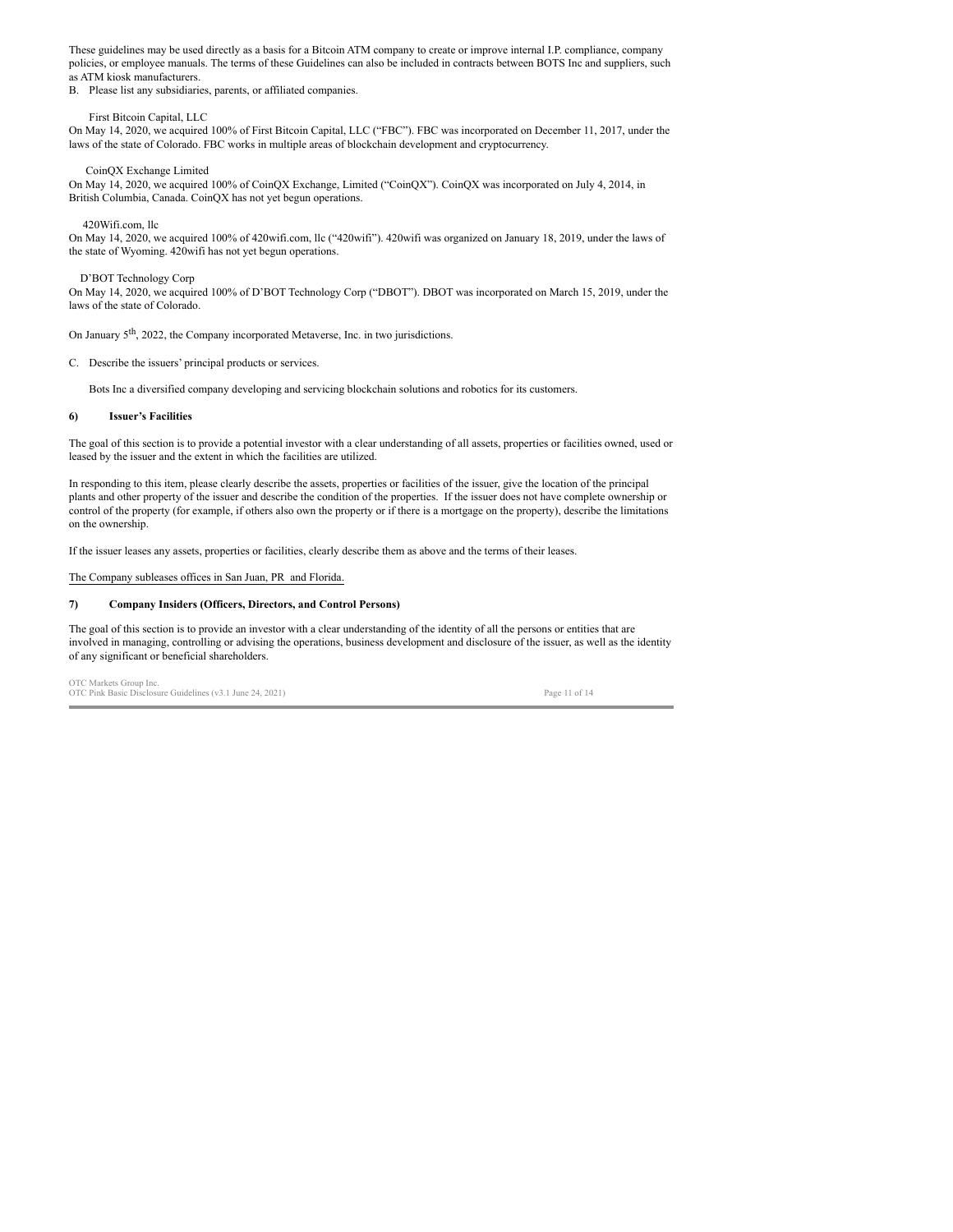These guidelines may be used directly as a basis for a Bitcoin ATM company to create or improve internal I.P. compliance, company policies, or employee manuals. The terms of these Guidelines can also be included in contracts between BOTS Inc and suppliers, such as ATM kiosk manufacturers.

B. Please list any subsidiaries, parents, or affiliated companies.

First Bitcoin Capital, LLC

On May 14, 2020, we acquired 100% of First Bitcoin Capital, LLC ("FBC"). FBC was incorporated on December 11, 2017, under the laws of the state of Colorado. FBC works in multiple areas of blockchain development and cryptocurrency.

CoinQX Exchange Limited

On May 14, 2020, we acquired 100% of CoinQX Exchange, Limited ("CoinQX"). CoinQX was incorporated on July 4, 2014, in British Columbia, Canada. CoinQX has not yet begun operations.

420Wifi.com, llc

On May 14, 2020, we acquired 100% of 420wifi.com, llc ("420wifi"). 420wifi was organized on January 18, 2019, under the laws of the state of Wyoming. 420wifi has not yet begun operations.

D'BOT Technology Corp

On May 14, 2020, we acquired 100% of D'BOT Technology Corp ("DBOT"). DBOT was incorporated on March 15, 2019, under the laws of the state of Colorado.

On January 5th, 2022, the Company incorporated Metaverse, Inc. in two jurisdictions.

C. Describe the issuers' principal products or services.

Bots Inc a diversified company developing and servicing blockchain solutions and robotics for its customers.

## 6) Issuer's Facilities

The goal of this section is to provide a potential investor with a clear understanding of all assets, properties or facilities owned, used or leased by the issuer and the extent in which the facilities are utilized.

In responding to this item, please clearly describe the assets, properties or facilities of the issuer, give the location of the principal plants and other property of the issuer and describe the condition of the properties. If the issuer does not have complete ownership or control of the property (for example, if others also own the property or if there is a mortgage on the property), describe the limitations on the ownership.

If the issuer leases any assets, properties or facilities, clearly describe them as above and the terms of their leases.

The Company subleases offices in San Juan, PR and Florida.

## 7) Company Insiders (Officers, Directors, and Control Persons)

The goal of this section is to provide an investor with a clear understanding of the identity of all the persons or entities that are involved in managing, controlling or advising the operations, business development and disclosure of the issuer, as well as the identity of any significant or beneficial shareholders.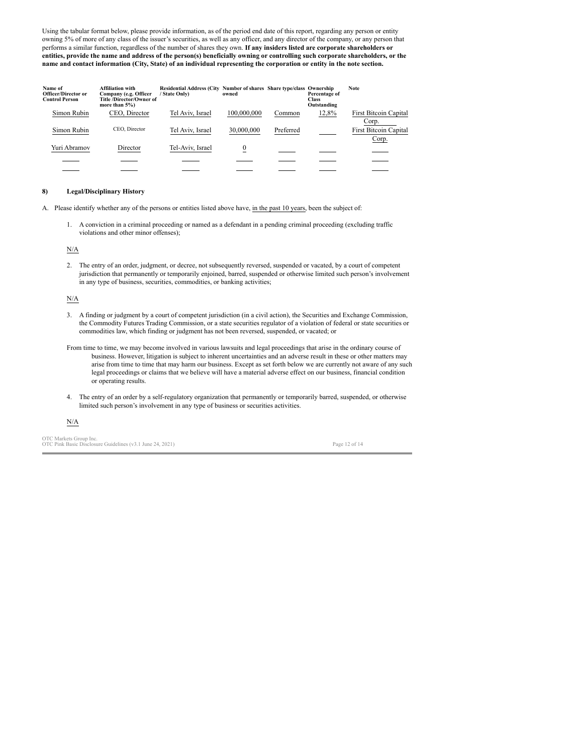Using the tabular format below, please provide information, as of the period end date of this report, regarding any person or entity owning 5% of more of any class of the issuer's securities, as well as any officer, and any director of the company, or any person that performs a similar function, regardless of the number of shares they own. **If any insiders listed are corporate shareholders or entities, provide the name and address of the person(s) beneficially owning or controlling such corporate shareholders, or the name and contact information (City, State) of an individual representing the corporation or entity in the note section.**

| Name of Officer/Director or Control Person | Affiliation with Company (e.g. Officer Title /Director/Owner of more than 5%) | Residential Address (City / State Only) | Number of shares owned | Share type/class | Ownership Percentage of Class Outstanding | Note |
|---|---|---|---|---|---|---|
| Simon Rubin | CEO, Director | Tel Aviv, Israel | 100,000,000 | Common | 12,8% | First Bitcoin Capital Corp. |
| Simon Rubin | CEO, Director | Tel Aviv, Israel | 30,000,000 | Preferred | | First Bitcoin Capital Corp. |
| Yuri Abramov | Director | Tel-Aviv, Israel | 0 | | | |
| | | | | | | |
| | | | | | | |

## 8) Legal/Disciplinary History

A. Please identify whether any of the persons or entities listed above have, in the past 10 years, been the subject of:

1. A conviction in a criminal proceeding or named as a defendant in a pending criminal proceeding (excluding traffic violations and other minor offenses);

   N/A

2. The entry of an order, judgment, or decree, not subsequently reversed, suspended or vacated, by a court of competent jurisdiction that permanently or temporarily enjoined, barred, suspended or otherwise limited such person's involvement in any type of business, securities, commodities, or banking activities;

   N/A

3. A finding or judgment by a court of competent jurisdiction (in a civil action), the Securities and Exchange Commission, the Commodity Futures Trading Commission, or a state securities regulator of a violation of federal or state securities or commodities law, which finding or judgment has not been reversed, suspended, or vacated; or

From time to time, we may become involved in various lawsuits and legal proceedings that arise in the ordinary course of business. However, litigation is subject to inherent uncertainties and an adverse result in these or other matters may arise from time to time that may harm our business. Except as set forth below we are currently not aware of any such legal proceedings or claims that we believe will have a material adverse effect on our business, financial condition or operating results.

4. The entry of an order by a self-regulatory organization that permanently or temporarily barred, suspended, or otherwise limited such person's involvement in any type of business or securities activities.

   N/A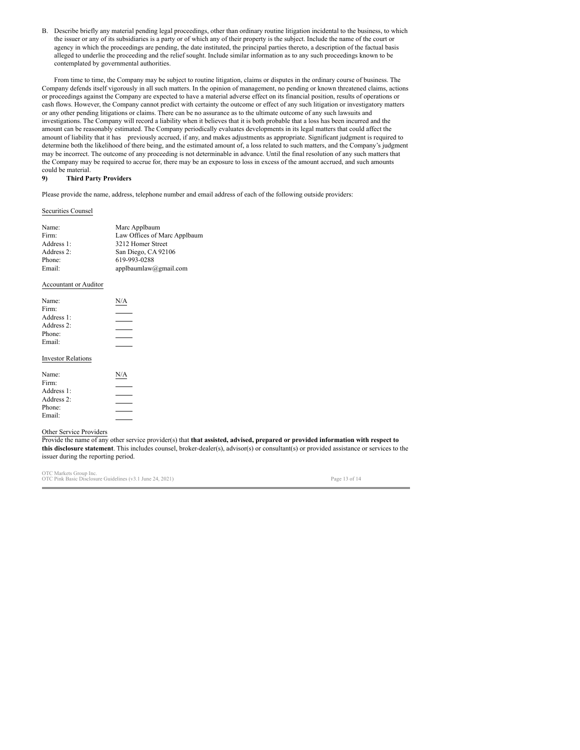B. Describe briefly any material pending legal proceedings, other than ordinary routine litigation incidental to the business, to which the issuer or any of its subsidiaries is a party or of which any of their property is the subject. Include the name of the court or agency in which the proceedings are pending, the date instituted, the principal parties thereto, a description of the factual basis alleged to underlie the proceeding and the relief sought. Include similar information as to any such proceedings known to be contemplated by governmental authorities.

From time to time, the Company may be subject to routine litigation, claims or disputes in the ordinary course of business. The Company defends itself vigorously in all such matters. In the opinion of management, no pending or known threatened claims, actions or proceedings against the Company are expected to have a material adverse effect on its financial position, results of operations or cash flows. However, the Company cannot predict with certainty the outcome or effect of any such litigation or investigatory matters or any other pending litigations or claims. There can be no assurance as to the ultimate outcome of any such lawsuits and investigations. The Company will record a liability when it believes that it is both probable that a loss has been incurred and the amount can be reasonably estimated. The Company periodically evaluates developments in its legal matters that could affect the amount of liability that it has previously accrued, if any, and makes adjustments as appropriate. Significant judgment is required to determine both the likelihood of there being, and the estimated amount of, a loss related to such matters, and the Company's judgment may be incorrect. The outcome of any proceeding is not determinable in advance. Until the final resolution of any such matters that the Company may be required to accrue for, there may be an exposure to loss in excess of the amount accrued, and such amounts could be material.

## 9) Third Party Providers

Please provide the name, address, telephone number and email address of each of the following outside providers:

Securities Counsel

| | |
|---|---|
| Name: | Marc Applbaum |
| Firm: | Law Offices of Marc Applbaum |
| Address 1: | 3212 Homer Street |
| Address 2: | San Diego, CA 92106 |
| Phone: | 619-993-0288 |
| Email: | applbaumlaw@gmail.com |

Accountant or Auditor

| | |
|---|---|
| Name: | N/A |
| Firm: | |
| Address 1: | |
| Address 2: | |
| Phone: | |
| Email: | |

Investor Relations

| | |
|---|---|
| Name: | N/A |
| Firm: | |
| Address 1: | |
| Address 2: | |
| Phone: | |
| Email: | |

Other Service Providers

Provide the name of any other service provider(s) that **that assisted, advised, prepared or provided information with respect to this disclosure statement**. This includes counsel, broker-dealer(s), advisor(s) or consultant(s) or provided assistance or services to the issuer during the reporting period.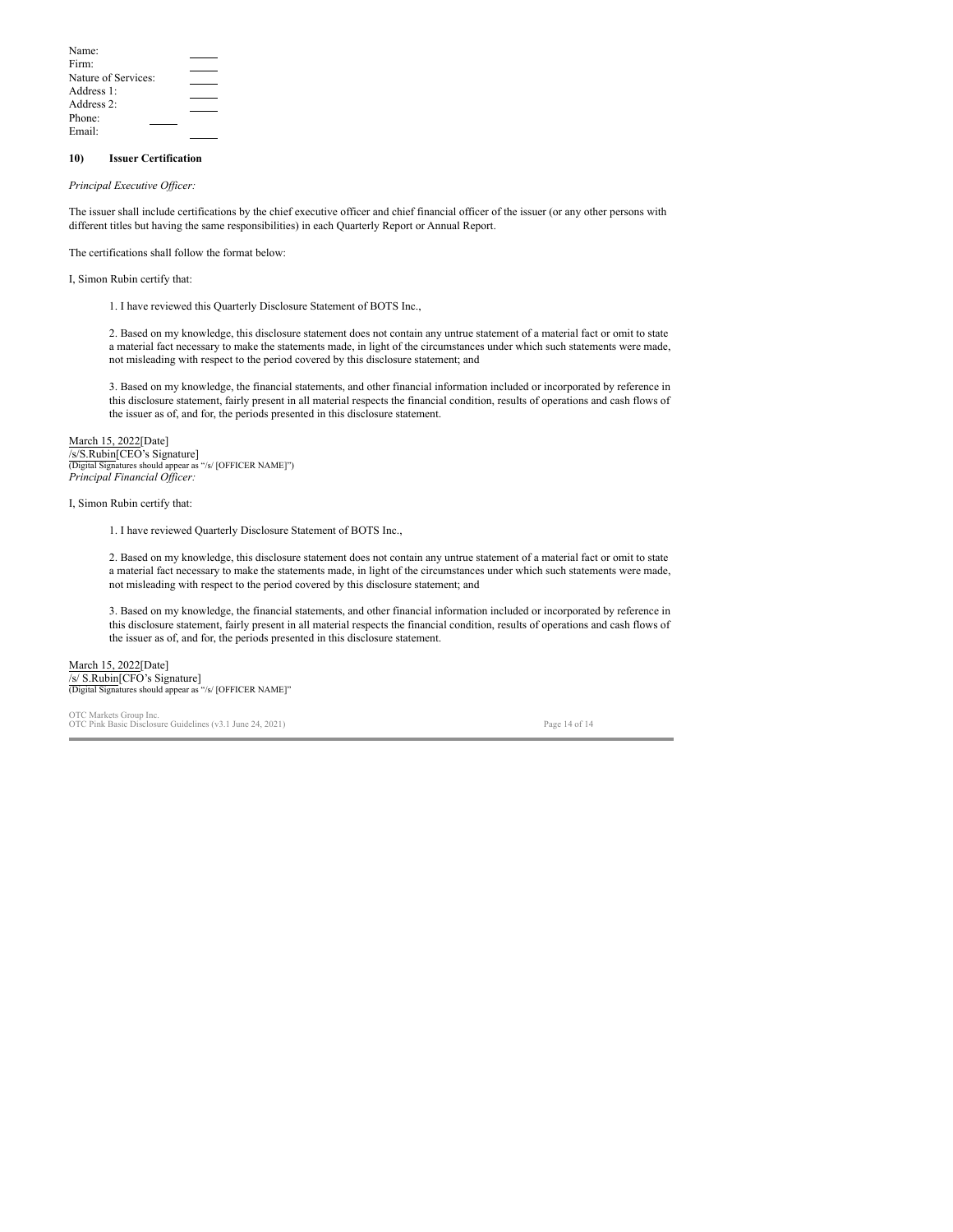Name:
Firm:
Nature of Services:
Address 1:
Address 2:
Phone:
Email:

**10) Issuer Certification**

*Principal Executive Officer:*

The issuer shall include certifications by the chief executive officer and chief financial officer of the issuer (or any other persons with different titles but having the same responsibilities) in each Quarterly Report or Annual Report.

The certifications shall follow the format below:

I, Simon Rubin certify that:

1. I have reviewed this Quarterly Disclosure Statement of BOTS Inc.,

2. Based on my knowledge, this disclosure statement does not contain any untrue statement of a material fact or omit to state a material fact necessary to make the statements made, in light of the circumstances under which such statements were made, not misleading with respect to the period covered by this disclosure statement; and

3. Based on my knowledge, the financial statements, and other financial information included or incorporated by reference in this disclosure statement, fairly present in all material respects the financial condition, results of operations and cash flows of the issuer as of, and for, the periods presented in this disclosure statement.

March 15, 2022[Date]
/s/S.Rubin[CEO's Signature]
(Digital Signatures should appear as "/s/ [OFFICER NAME]")

*Principal Financial Officer:*

I, Simon Rubin certify that:

1. I have reviewed Quarterly Disclosure Statement of BOTS Inc.,

2. Based on my knowledge, this disclosure statement does not contain any untrue statement of a material fact or omit to state a material fact necessary to make the statements made, in light of the circumstances under which such statements were made, not misleading with respect to the period covered by this disclosure statement; and

3. Based on my knowledge, the financial statements, and other financial information included or incorporated by reference in this disclosure statement, fairly present in all material respects the financial condition, results of operations and cash flows of the issuer as of, and for, the periods presented in this disclosure statement.

March 15, 2022[Date]
/s/ S.Rubin[CFO's Signature]
(Digital Signatures should appear as "/s/ [OFFICER NAME]"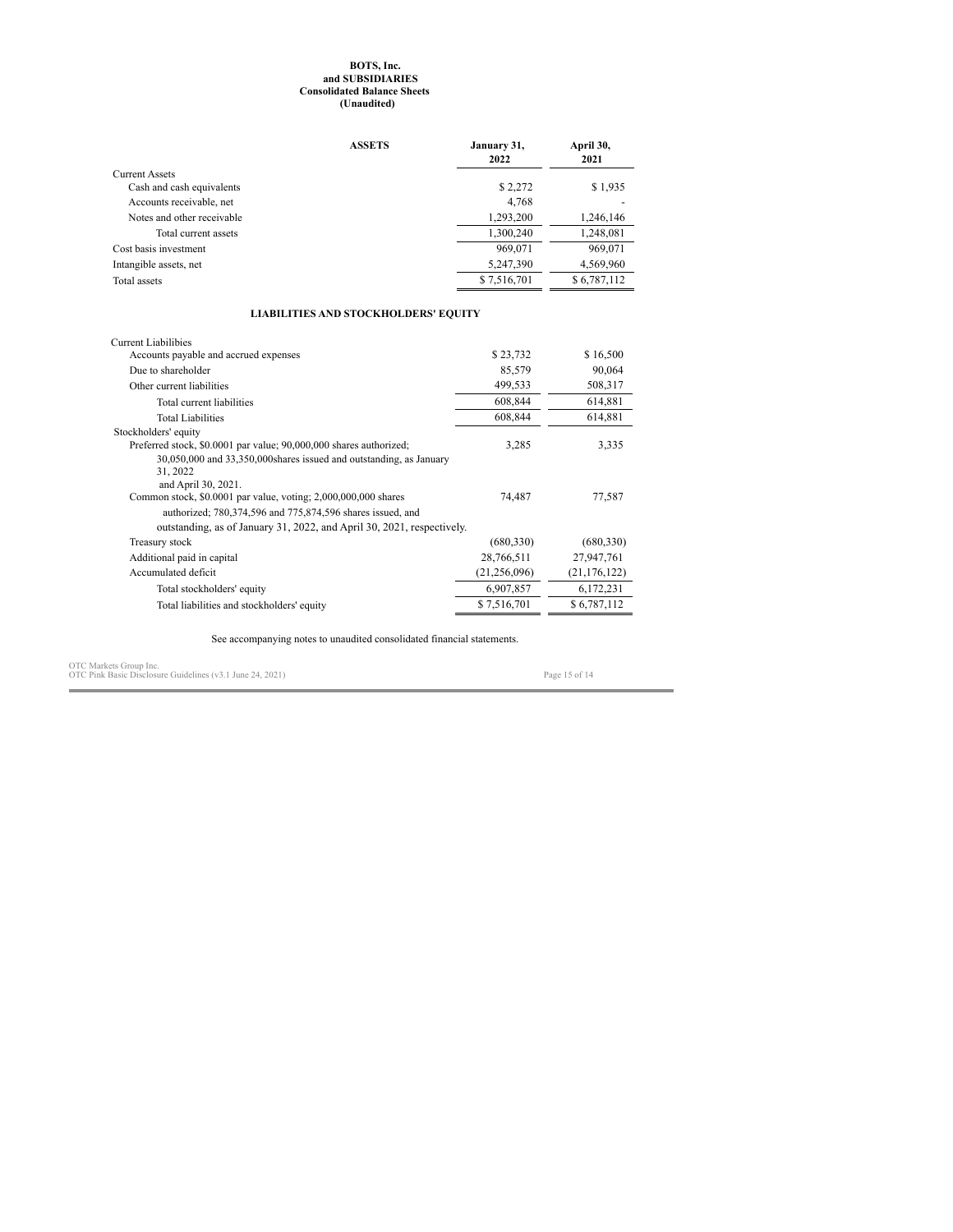**BOTS, Inc.**
**and SUBSIDIARIES**
**Consolidated Balance Sheets**
**(Unaudited)**

| **ASSETS** | **January 31, 2022** | **April 30, 2021** |
|---|---|---|
| Current Assets | | |
| Cash and cash equivalents | $ 2,272 | $ 1,935 |
| Accounts receivable, net | 4,768 | - |
| Notes and other receivable | 1,293,200 | 1,246,146 |
| Total current assets | 1,300,240 | 1,248,081 |
| Cost basis investment | 969,071 | 969,071 |
| Intangible assets, net | 5,247,390 | 4,569,960 |
| Total assets | $ 7,516,701 | $ 6,787,112 |

**LIABILITIES AND STOCKHOLDERS' EQUITY**

| | | |
|---|---|---|
| Current Liabilibies | | |
| Accounts payable and accrued expenses | $ 23,732 | $ 16,500 |
| Due to shareholder | 85,579 | 90,064 |
| Other current liabilities | 499,533 | 508,317 |
| Total current liabilities | 608,844 | 614,881 |
| Total Liabilities | 608,844 | 614,881 |
| Stockholders' equity | | |
| Preferred stock, $0.0001 par value; 90,000,000 shares authorized; 30,050,000 and 33,350,000shares issued and outstanding, as January 31, 2022 and April 30, 2021. | 3,285 | 3,335 |
| Common stock, $0.0001 par value, voting; 2,000,000,000 shares authorized; 780,374,596 and 775,874,596 shares issued, and outstanding, as of January 31, 2022, and April 30, 2021, respectively. | 74,487 | 77,587 |
| Treasury stock | (680,330) | (680,330) |
| Additional paid in capital | 28,766,511 | 27,947,761 |
| Accumulated deficit | (21,256,096) | (21,176,122) |
| Total stockholders' equity | 6,907,857 | 6,172,231 |
| Total liabilities and stockholders' equity | $ 7,516,701 | $ 6,787,112 |

See accompanying notes to unaudited consolidated financial statements.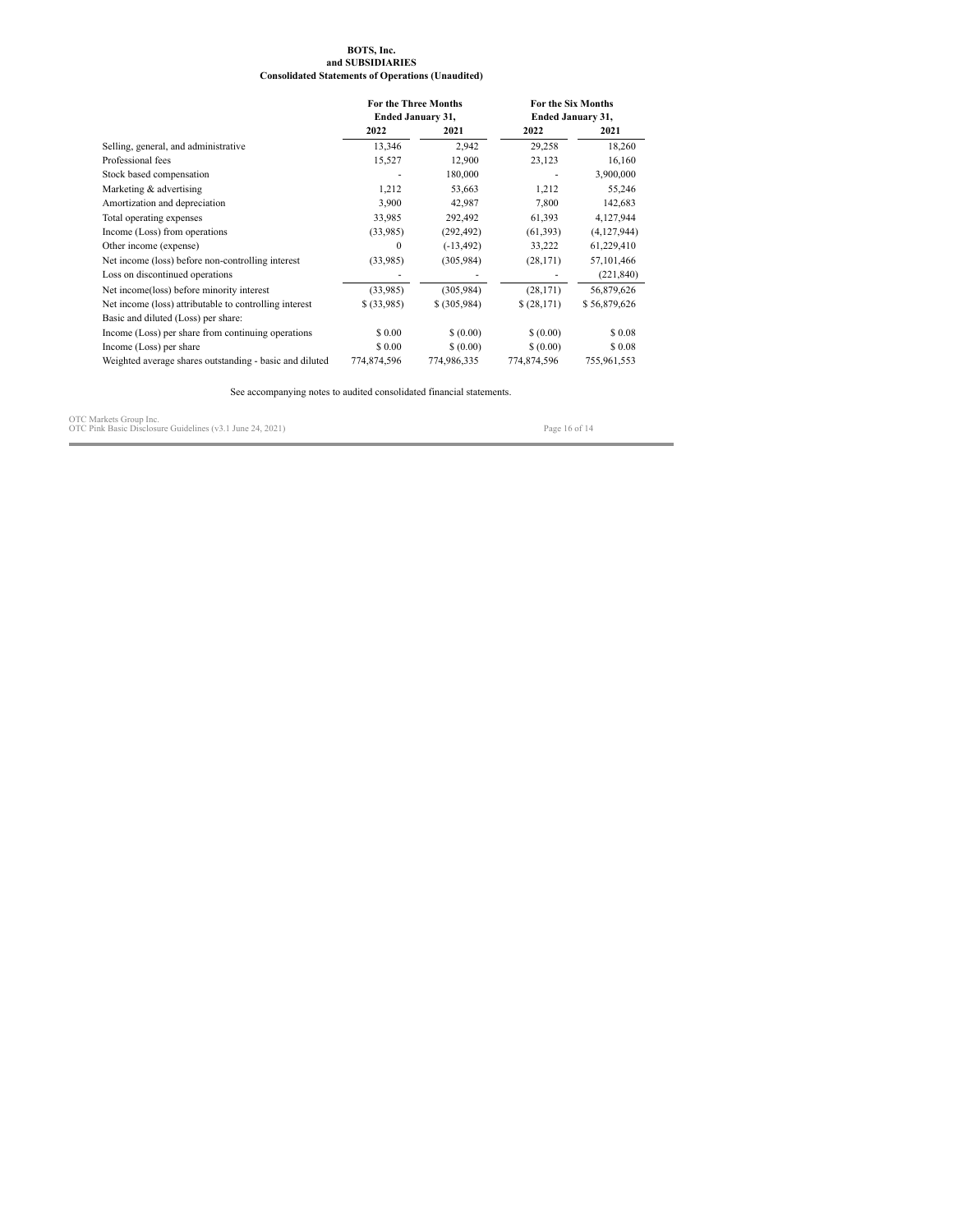**BOTS, Inc.**
**and SUBSIDIARIES**
**Consolidated Statements of Operations (Unaudited)**

| | For the Three Months Ended January 31, | | For the Six Months Ended January 31, | |
|---|---|---|---|---|
| | 2022 | 2021 | 2022 | 2021 |
| Selling, general, and administrative | 13,346 | 2,942 | 29,258 | 18,260 |
| Professional fees | 15,527 | 12,900 | 23,123 | 16,160 |
| Stock based compensation | - | 180,000 | - | 3,900,000 |
| Marketing & advertising | 1,212 | 53,663 | 1,212 | 55,246 |
| Amortization and depreciation | 3,900 | 42,987 | 7,800 | 142,683 |
| Total operating expenses | 33,985 | 292,492 | 61,393 | 4,127,944 |
| Income (Loss) from operations | (33,985) | (292,492) | (61,393) | (4,127,944) |
| Other income (expense) | 0 | (-13,492) | 33,222 | 61,229,410 |
| Net income (loss) before non-controlling interest | (33,985) | (305,984) | (28,171) | 57,101,466 |
| Loss on discontinued operations | - | - | - | (221,840) |
| Net income(loss) before minority interest | (33,985) | (305,984) | (28,171) | 56,879,626 |
| Net income (loss) attributable to controlling interest | $ (33,985) | $ (305,984) | $ (28,171) | $ 56,879,626 |
| Basic and diluted (Loss) per share: | | | | |
| Income (Loss) per share from continuing operations | $ 0.00 | $ (0.00) | $ (0.00) | $ 0.08 |
| Income (Loss) per share | $ 0.00 | $ (0.00) | $ (0.00) | $ 0.08 |
| Weighted average shares outstanding - basic and diluted | 774,874,596 | 774,986,335 | 774,874,596 | 755,961,553 |

See accompanying notes to audited consolidated financial statements.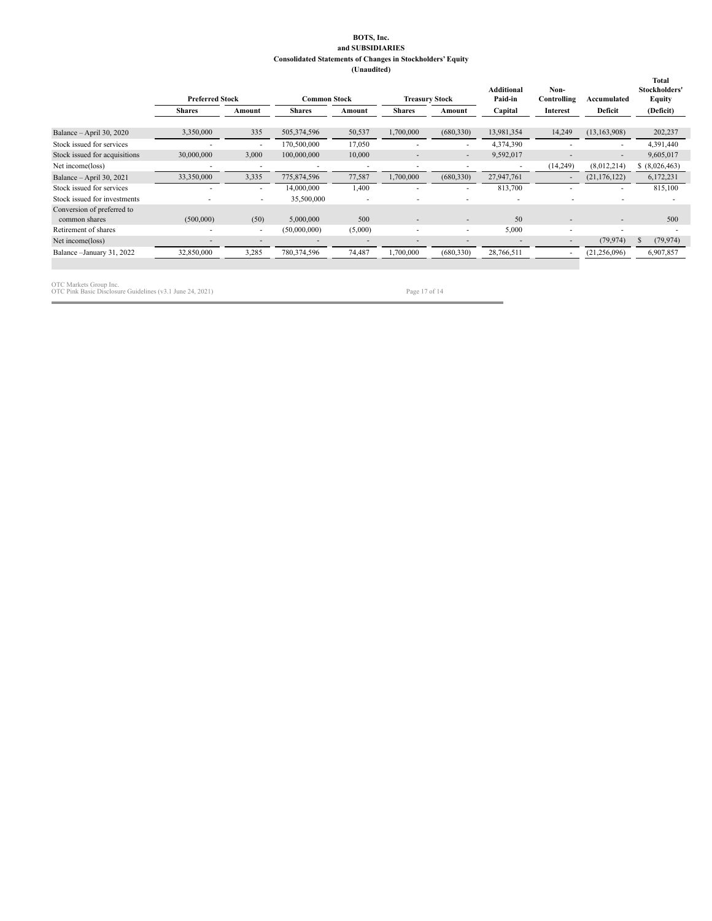**BOTS, Inc.**
**and SUBSIDIARIES**
**Consolidated Statements of Changes in Stockholders' Equity**
**(Unaudited)**

| | Preferred Stock | | Common Stock | | Treasury Stock | | Additional Paid-in | Non-Controlling | Accumulated | Total Stockholders' Equity |
|---|---|---|---|---|---|---|---|---|---|---|
| | Shares | Amount | Shares | Amount | Shares | Amount | Capital | Interest | Deficit | (Deficit) |
| Balance – April 30, 2020 | 3,350,000 | 335 | 505,374,596 | 50,537 | 1,700,000 | (680,330) | 13,981,354 | 14,249 | (13,163,908) | 202,237 |
| Stock issued for services | - | - | 170,500,000 | 17,050 | - | - | 4,374,390 | - | - | 4,391,440 |
| Stock issued for acquisitions | 30,000,000 | 3,000 | 100,000,000 | 10,000 | - | - | 9,592,017 | - | - | 9,605,017 |
| Net income(loss) | - | - | - | - | - | - | - | (14,249) | (8,012,214) | $ (8,026,463) |
| Balance – April 30, 2021 | 33,350,000 | 3,335 | 775,874,596 | 77,587 | 1,700,000 | (680,330) | 27,947,761 | - | (21,176,122) | 6,172,231 |
| Stock issued for services | - | - | 14,000,000 | 1,400 | - | - | 813,700 | - | - | 815,100 |
| Stock issued for investments | - | - | 35,500,000 | - | - | - | - | - | - | - |
| Conversion of preferred to common shares | (500,000) | (50) | 5,000,000 | 500 | - | - | 50 | - | - | 500 |
| Retirement of shares | - | - | (50,000,000) | (5,000) | - | - | 5,000 | - | - | - |
| Net income(loss) | - | - | - | - | - | - | - | - | (79,974) | $ (79,974) |
| Balance –January 31, 2022 | 32,850,000 | 3,285 | 780,374,596 | 74,487 | 1,700,000 | (680,330) | 28,766,511 | - | (21,256,096) | 6,907,857 |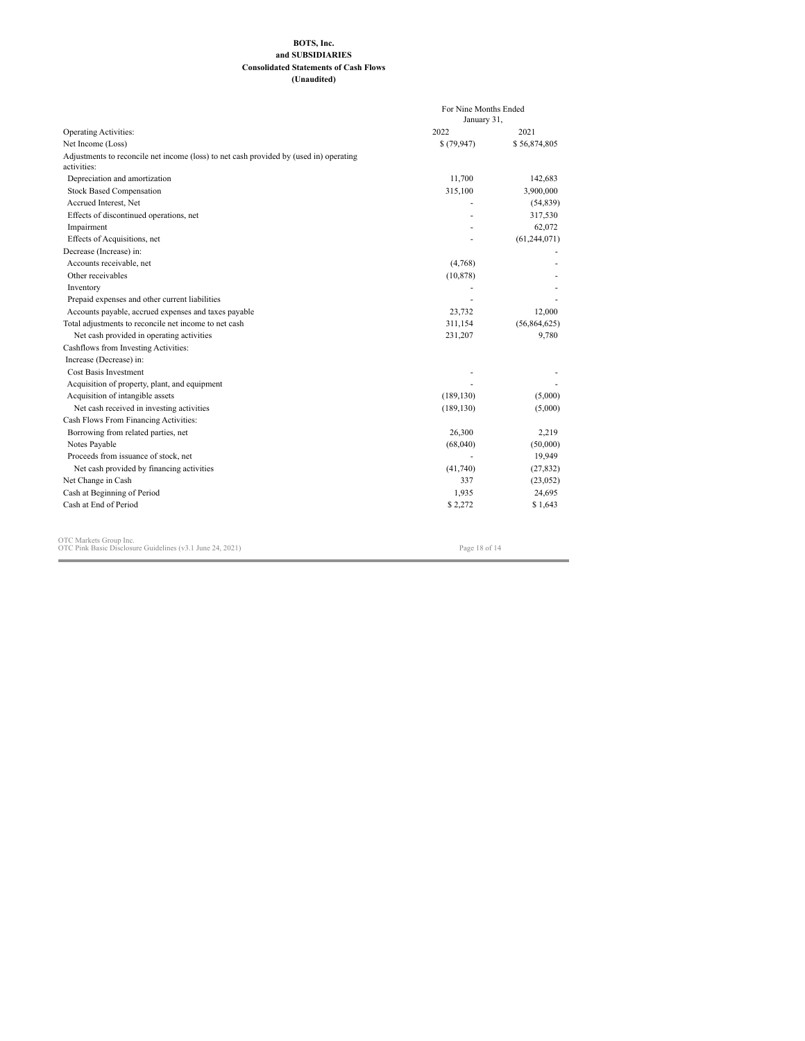**BOTS, Inc.**
**and SUBSIDIARIES**
**Consolidated Statements of Cash Flows**
**(Unaudited)**

| | For Nine Months Ended January 31, | |
|---|---|---|
| Operating Activities: | 2022 | 2021 |
| Net Income (Loss) | $ (79,947) | $ 56,874,805 |
| Adjustments to reconcile net income (loss) to net cash provided by (used in) operating activities: | | |
| Depreciation and amortization | 11,700 | 142,683 |
| Stock Based Compensation | 315,100 | 3,900,000 |
| Accrued Interest, Net | - | (54,839) |
| Effects of discontinued operations, net | - | 317,530 |
| Impairment | - | 62,072 |
| Effects of Acquisitions, net | - | (61,244,071) |
| Decrease (Increase) in: | | - |
| Accounts receivable, net | (4,768) | - |
| Other receivables | (10,878) | - |
| Inventory | - | - |
| Prepaid expenses and other current liabilities | - | - |
| Accounts payable, accrued expenses and taxes payable | 23,732 | 12,000 |
| Total adjustments to reconcile net income to net cash | 311,154 | (56,864,625) |
| Net cash provided in operating activities | 231,207 | 9,780 |
| Cashflows from Investing Activities: | | |
| Increase (Decrease) in: | | |
| Cost Basis Investment | - | - |
| Acquisition of property, plant, and equipment | - | - |
| Acquisition of intangible assets | (189,130) | (5,000) |
| Net cash received in investing activities | (189,130) | (5,000) |
| Cash Flows From Financing Activities: | | |
| Borrowing from related parties, net | 26,300 | 2,219 |
| Notes Payable | (68,040) | (50,000) |
| Proceeds from issuance of stock, net | - | 19,949 |
| Net cash provided by financing activities | (41,740) | (27,832) |
| Net Change in Cash | 337 | (23,052) |
| Cash at Beginning of Period | 1,935 | 24,695 |
| Cash at End of Period | $ 2,272 | $ 1,643 |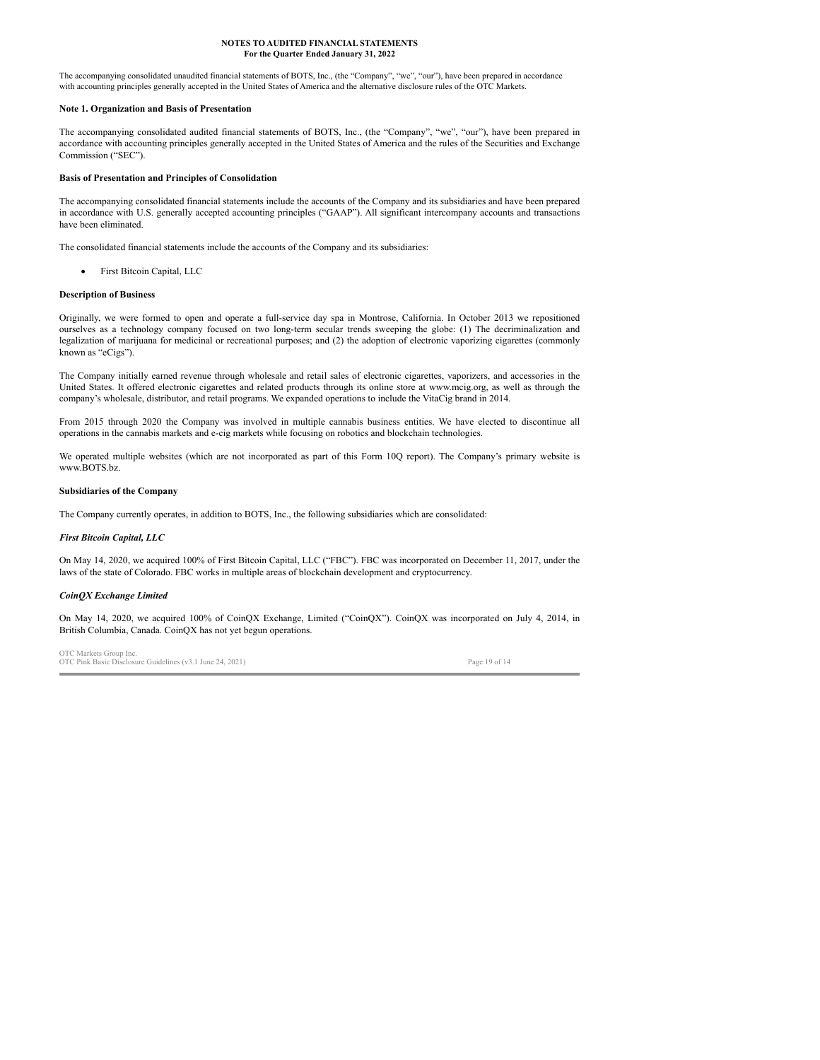**NOTES TO AUDITED FINANCIAL STATEMENTS**
**For the Quarter Ended January 31, 2022**

The accompanying consolidated unaudited financial statements of BOTS, Inc., (the "Company", "we", "our"), have been prepared in accordance with accounting principles generally accepted in the United States of America and the alternative disclosure rules of the OTC Markets.

### Note 1. Organization and Basis of Presentation

The accompanying consolidated audited financial statements of BOTS, Inc., (the "Company", "we", "our"), have been prepared in accordance with accounting principles generally accepted in the United States of America and the rules of the Securities and Exchange Commission ("SEC").

### Basis of Presentation and Principles of Consolidation

The accompanying consolidated financial statements include the accounts of the Company and its subsidiaries and have been prepared in accordance with U.S. generally accepted accounting principles ("GAAP"). All significant intercompany accounts and transactions have been eliminated.

The consolidated financial statements include the accounts of the Company and its subsidiaries:

- First Bitcoin Capital, LLC

### Description of Business

Originally, we were formed to open and operate a full-service day spa in Montrose, California. In October 2013 we repositioned ourselves as a technology company focused on two long-term secular trends sweeping the globe: (1) The decriminalization and legalization of marijuana for medicinal or recreational purposes; and (2) the adoption of electronic vaporizing cigarettes (commonly known as "eCigs").

The Company initially earned revenue through wholesale and retail sales of electronic cigarettes, vaporizers, and accessories in the United States. It offered electronic cigarettes and related products through its online store at www.mcig.org, as well as through the company's wholesale, distributor, and retail programs. We expanded operations to include the VitaCig brand in 2014.

From 2015 through 2020 the Company was involved in multiple cannabis business entities. We have elected to discontinue all operations in the cannabis markets and e-cig markets while focusing on robotics and blockchain technologies.

We operated multiple websites (which are not incorporated as part of this Form 10Q report). The Company's primary website is www.BOTS.bz.

### Subsidiaries of the Company

The Company currently operates, in addition to BOTS, Inc., the following subsidiaries which are consolidated:

#### *First Bitcoin Capital, LLC*

On May 14, 2020, we acquired 100% of First Bitcoin Capital, LLC ("FBC"). FBC was incorporated on December 11, 2017, under the laws of the state of Colorado. FBC works in multiple areas of blockchain development and cryptocurrency.

#### *CoinQX Exchange Limited*

On May 14, 2020, we acquired 100% of CoinQX Exchange, Limited ("CoinQX"). CoinQX was incorporated on July 4, 2014, in British Columbia, Canada. CoinQX has not yet begun operations.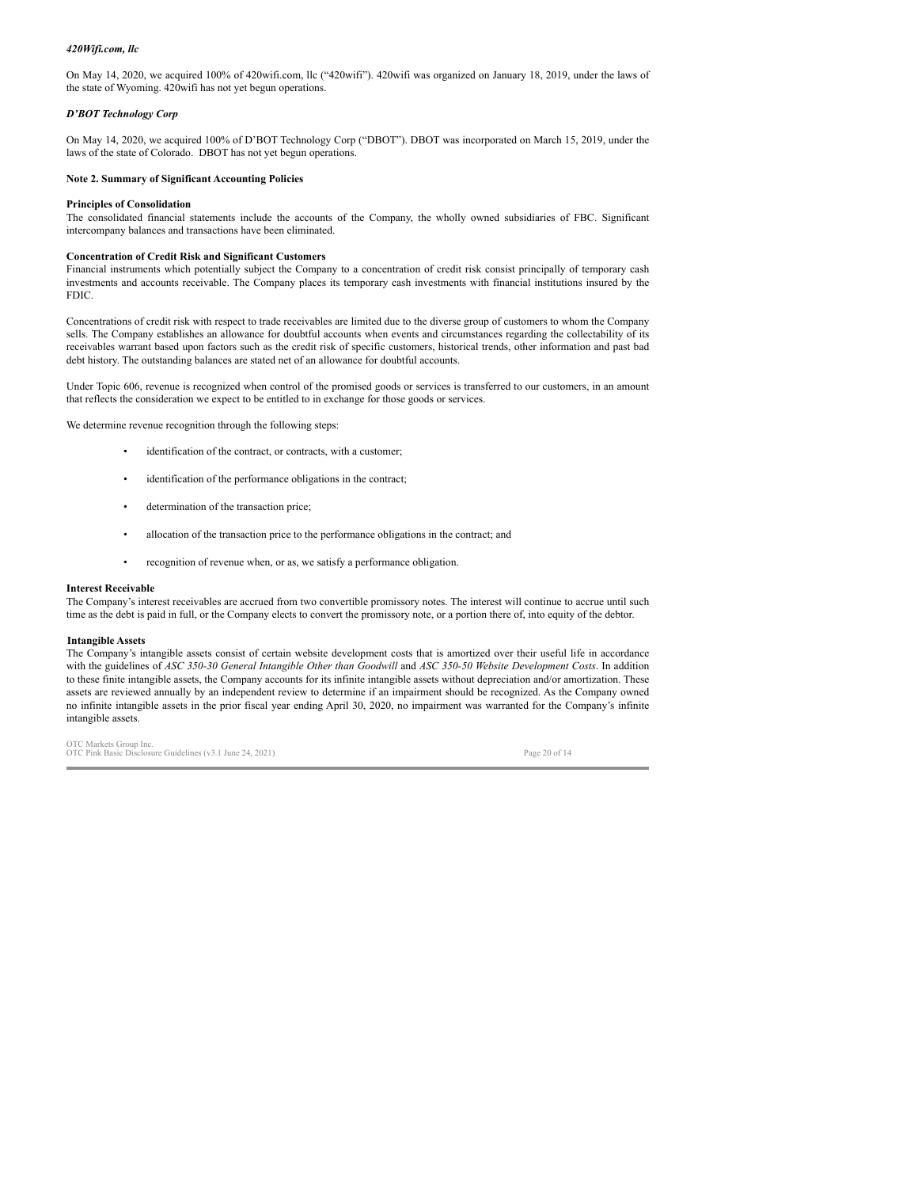***420Wifi.com, llc***

On May 14, 2020, we acquired 100% of 420wifi.com, llc ("420wifi"). 420wifi was organized on January 18, 2019, under the laws of the state of Wyoming. 420wifi has not yet begun operations.

***D'BOT Technology Corp***

On May 14, 2020, we acquired 100% of D'BOT Technology Corp ("DBOT"). DBOT was incorporated on March 15, 2019, under the laws of the state of Colorado. DBOT has not yet begun operations.

**Note 2. Summary of Significant Accounting Policies**

**Principles of Consolidation**

The consolidated financial statements include the accounts of the Company, the wholly owned subsidiaries of FBC. Significant intercompany balances and transactions have been eliminated.

**Concentration of Credit Risk and Significant Customers**

Financial instruments which potentially subject the Company to a concentration of credit risk consist principally of temporary cash investments and accounts receivable. The Company places its temporary cash investments with financial institutions insured by the FDIC.

Concentrations of credit risk with respect to trade receivables are limited due to the diverse group of customers to whom the Company sells. The Company establishes an allowance for doubtful accounts when events and circumstances regarding the collectability of its receivables warrant based upon factors such as the credit risk of specific customers, historical trends, other information and past bad debt history. The outstanding balances are stated net of an allowance for doubtful accounts.

Under Topic 606, revenue is recognized when control of the promised goods or services is transferred to our customers, in an amount that reflects the consideration we expect to be entitled to in exchange for those goods or services.

We determine revenue recognition through the following steps:

- identification of the contract, or contracts, with a customer;
- identification of the performance obligations in the contract;
- determination of the transaction price;
- allocation of the transaction price to the performance obligations in the contract; and
- recognition of revenue when, or as, we satisfy a performance obligation.

**Interest Receivable**

The Company's interest receivables are accrued from two convertible promissory notes. The interest will continue to accrue until such time as the debt is paid in full, or the Company elects to convert the promissory note, or a portion there of, into equity of the debtor.

**Intangible Assets**

The Company's intangible assets consist of certain website development costs that is amortized over their useful life in accordance with the guidelines of *ASC 350-30 General Intangible Other than Goodwill* and *ASC 350-50 Website Development Costs*. In addition to these finite intangible assets, the Company accounts for its infinite intangible assets without depreciation and/or amortization. These assets are reviewed annually by an independent review to determine if an impairment should be recognized. As the Company owned no infinite intangible assets in the prior fiscal year ending April 30, 2020, no impairment was warranted for the Company's infinite intangible assets.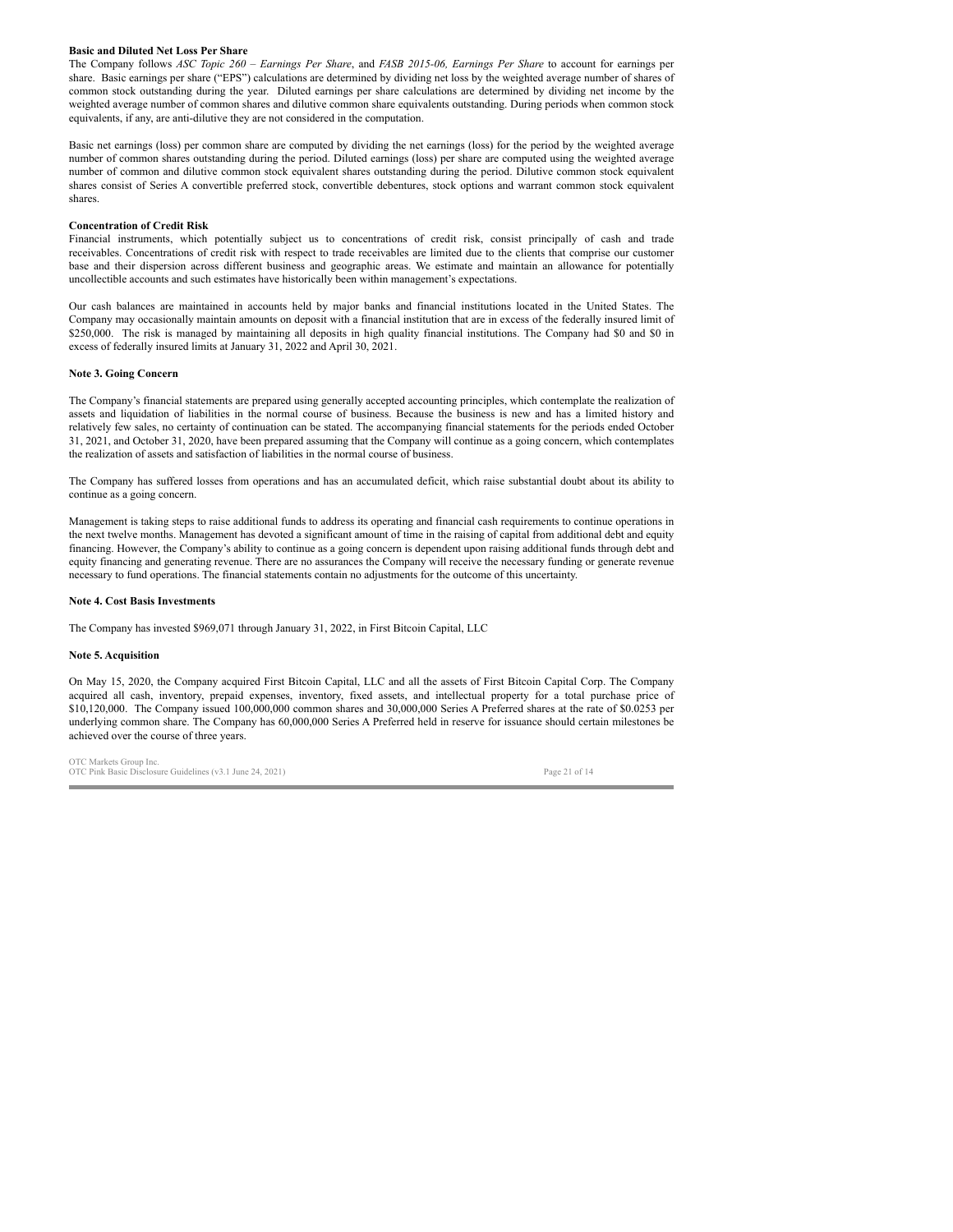**Basic and Diluted Net Loss Per Share**

The Company follows *ASC Topic 260 – Earnings Per Share*, and *FASB 2015-06, Earnings Per Share* to account for earnings per share. Basic earnings per share ("EPS") calculations are determined by dividing net loss by the weighted average number of shares of common stock outstanding during the year. Diluted earnings per share calculations are determined by dividing net income by the weighted average number of common shares and dilutive common share equivalents outstanding. During periods when common stock equivalents, if any, are anti-dilutive they are not considered in the computation.

Basic net earnings (loss) per common share are computed by dividing the net earnings (loss) for the period by the weighted average number of common shares outstanding during the period. Diluted earnings (loss) per share are computed using the weighted average number of common and dilutive common stock equivalent shares outstanding during the period. Dilutive common stock equivalent shares consist of Series A convertible preferred stock, convertible debentures, stock options and warrant common stock equivalent shares.

**Concentration of Credit Risk**

Financial instruments, which potentially subject us to concentrations of credit risk, consist principally of cash and trade receivables. Concentrations of credit risk with respect to trade receivables are limited due to the clients that comprise our customer base and their dispersion across different business and geographic areas. We estimate and maintain an allowance for potentially uncollectible accounts and such estimates have historically been within management's expectations.

Our cash balances are maintained in accounts held by major banks and financial institutions located in the United States. The Company may occasionally maintain amounts on deposit with a financial institution that are in excess of the federally insured limit of $250,000. The risk is managed by maintaining all deposits in high quality financial institutions. The Company had $0 and $0 in excess of federally insured limits at January 31, 2022 and April 30, 2021.

**Note 3. Going Concern**

The Company's financial statements are prepared using generally accepted accounting principles, which contemplate the realization of assets and liquidation of liabilities in the normal course of business. Because the business is new and has a limited history and relatively few sales, no certainty of continuation can be stated. The accompanying financial statements for the periods ended October 31, 2021, and October 31, 2020, have been prepared assuming that the Company will continue as a going concern, which contemplates the realization of assets and satisfaction of liabilities in the normal course of business.

The Company has suffered losses from operations and has an accumulated deficit, which raise substantial doubt about its ability to continue as a going concern.

Management is taking steps to raise additional funds to address its operating and financial cash requirements to continue operations in the next twelve months. Management has devoted a significant amount of time in the raising of capital from additional debt and equity financing. However, the Company's ability to continue as a going concern is dependent upon raising additional funds through debt and equity financing and generating revenue. There are no assurances the Company will receive the necessary funding or generate revenue necessary to fund operations. The financial statements contain no adjustments for the outcome of this uncertainty.

**Note 4. Cost Basis Investments**

The Company has invested $969,071 through January 31, 2022, in First Bitcoin Capital, LLC

**Note 5. Acquisition**

On May 15, 2020, the Company acquired First Bitcoin Capital, LLC and all the assets of First Bitcoin Capital Corp. The Company acquired all cash, inventory, prepaid expenses, inventory, fixed assets, and intellectual property for a total purchase price of $10,120,000. The Company issued 100,000,000 common shares and 30,000,000 Series A Preferred shares at the rate of $0.0253 per underlying common share. The Company has 60,000,000 Series A Preferred held in reserve for issuance should certain milestones be achieved over the course of three years.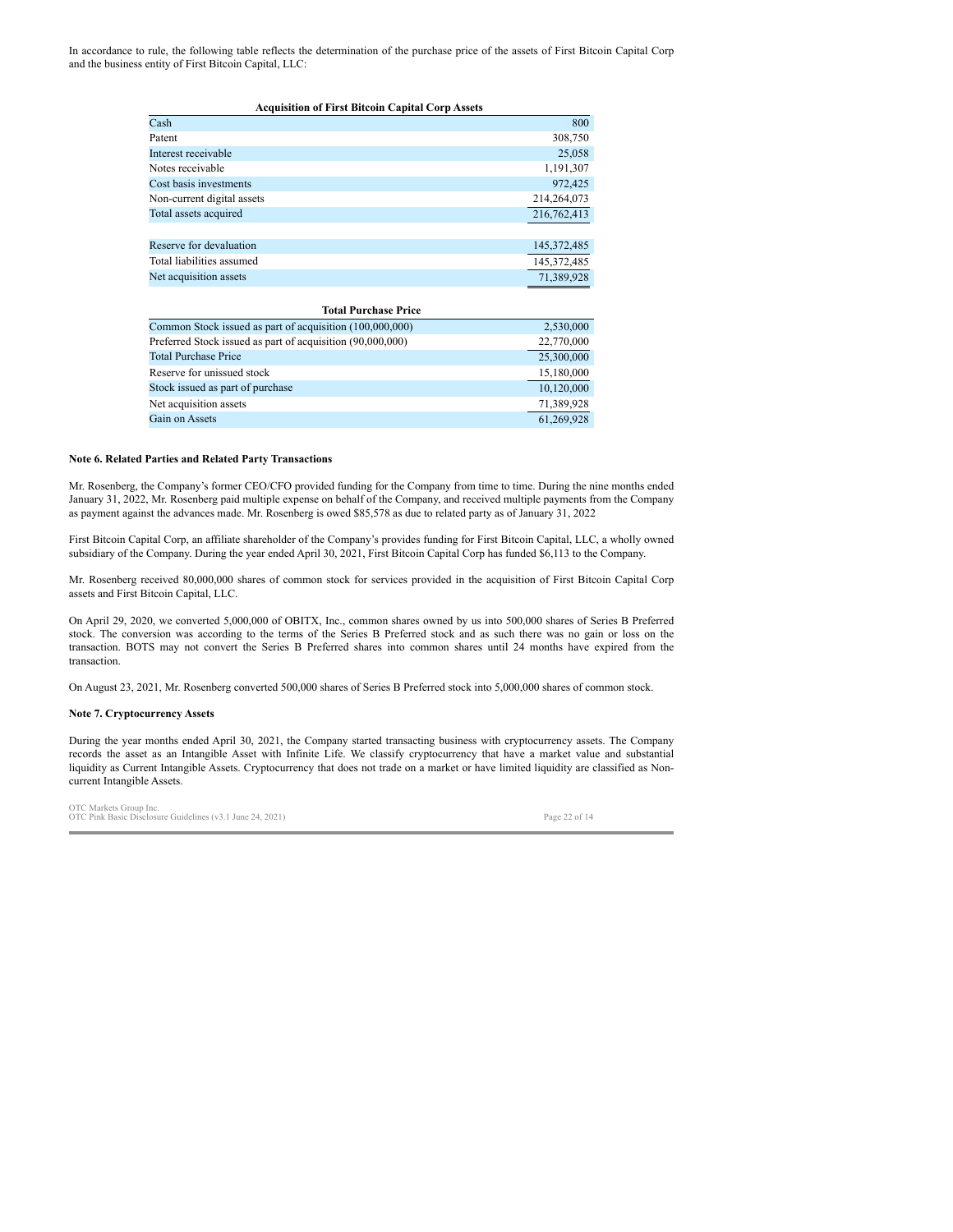In accordance to rule, the following table reflects the determination of the purchase price of the assets of First Bitcoin Capital Corp and the business entity of First Bitcoin Capital, LLC:

| **Acquisition of First Bitcoin Capital Corp Assets** | |
|---|---|
| Cash | 800 |
| Patent | 308,750 |
| Interest receivable | 25,058 |
| Notes receivable | 1,191,307 |
| Cost basis investments | 972,425 |
| Non-current digital assets | 214,264,073 |
| Total assets acquired | 216,762,413 |
| | |
| Reserve for devaluation | 145,372,485 |
| Total liabilities assumed | 145,372,485 |
| Net acquisition assets | 71,389,928 |

| **Total Purchase Price** | |
|---|---|
| Common Stock issued as part of acquisition (100,000,000) | 2,530,000 |
| Preferred Stock issued as part of acquisition (90,000,000) | 22,770,000 |
| Total Purchase Price | 25,300,000 |
| Reserve for unissued stock | 15,180,000 |
| Stock issued as part of purchase | 10,120,000 |
| Net acquisition assets | 71,389,928 |
| Gain on Assets | 61,269,928 |

**Note 6. Related Parties and Related Party Transactions**

Mr. Rosenberg, the Company's former CEO/CFO provided funding for the Company from time to time. During the nine months ended January 31, 2022, Mr. Rosenberg paid multiple expense on behalf of the Company, and received multiple payments from the Company as payment against the advances made. Mr. Rosenberg is owed $85,578 as due to related party as of January 31, 2022

First Bitcoin Capital Corp, an affiliate shareholder of the Company's provides funding for First Bitcoin Capital, LLC, a wholly owned subsidiary of the Company. During the year ended April 30, 2021, First Bitcoin Capital Corp has funded $6,113 to the Company.

Mr. Rosenberg received 80,000,000 shares of common stock for services provided in the acquisition of First Bitcoin Capital Corp assets and First Bitcoin Capital, LLC.

On April 29, 2020, we converted 5,000,000 of OBITX, Inc., common shares owned by us into 500,000 shares of Series B Preferred stock. The conversion was according to the terms of the Series B Preferred stock and as such there was no gain or loss on the transaction. BOTS may not convert the Series B Preferred shares into common shares until 24 months have expired from the transaction.

On August 23, 2021, Mr. Rosenberg converted 500,000 shares of Series B Preferred stock into 5,000,000 shares of common stock.

**Note 7. Cryptocurrency Assets**

During the year months ended April 30, 2021, the Company started transacting business with cryptocurrency assets. The Company records the asset as an Intangible Asset with Infinite Life. We classify cryptocurrency that have a market value and substantial liquidity as Current Intangible Assets. Cryptocurrency that does not trade on a market or have limited liquidity are classified as Non-current Intangible Assets.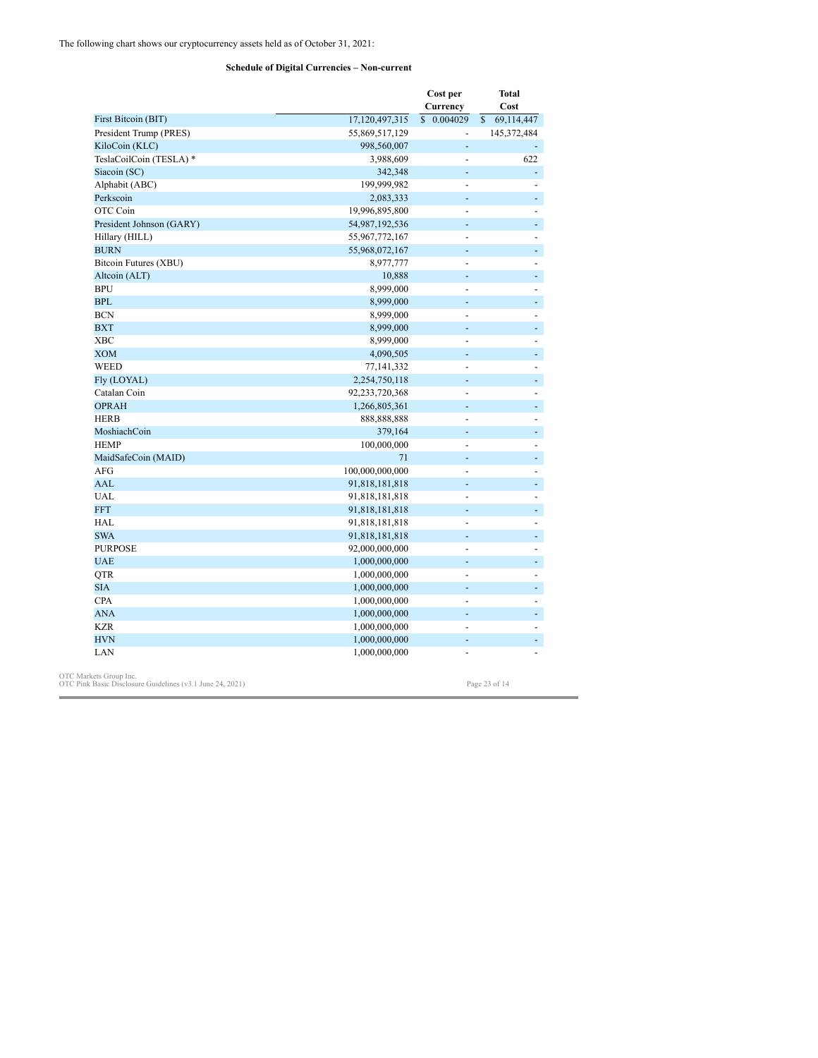The following chart shows our cryptocurrency assets held as of October 31, 2021:

**Schedule of Digital Currencies – Non-current**

| | | Cost per Currency | Total Cost |
|---|---|---|---|
| First Bitcoin (BIT) | 17,120,497,315 | $ 0.004029 | $ 69,114,447 |
| President Trump (PRES) | 55,869,517,129 | - | 145,372,484 |
| KiloCoin (KLC) | 998,560,007 | - | - |
| TeslaCoilCoin (TESLA) * | 3,988,609 | - | 622 |
| Siacoin (SC) | 342,348 | - | - |
| Alphabit (ABC) | 199,999,982 | - | - |
| Perkscoin | 2,083,333 | - | - |
| OTC Coin | 19,996,895,800 | - | - |
| President Johnson (GARY) | 54,987,192,536 | - | - |
| Hillary (HILL) | 55,967,772,167 | - | - |
| BURN | 55,968,072,167 | - | - |
| Bitcoin Futures (XBU) | 8,977,777 | - | - |
| Altcoin (ALT) | 10,888 | - | - |
| BPU | 8,999,000 | - | - |
| BPL | 8,999,000 | - | - |
| BCN | 8,999,000 | - | - |
| BXT | 8,999,000 | - | - |
| XBC | 8,999,000 | - | - |
| XOM | 4,090,505 | - | - |
| WEED | 77,141,332 | - | - |
| Fly (LOYAL) | 2,254,750,118 | - | - |
| Catalan Coin | 92,233,720,368 | - | - |
| OPRAH | 1,266,805,361 | - | - |
| HERB | 888,888,888 | - | - |
| MoshiachCoin | 379,164 | - | - |
| HEMP | 100,000,000 | - | - |
| MaidSafeCoin (MAID) | 71 | - | - |
| AFG | 100,000,000,000 | - | - |
| AAL | 91,818,181,818 | - | - |
| UAL | 91,818,181,818 | - | - |
| FFT | 91,818,181,818 | - | - |
| HAL | 91,818,181,818 | - | - |
| SWA | 91,818,181,818 | - | - |
| PURPOSE | 92,000,000,000 | - | - |
| UAE | 1,000,000,000 | - | - |
| QTR | 1,000,000,000 | - | - |
| SIA | 1,000,000,000 | - | - |
| CPA | 1,000,000,000 | - | - |
| ANA | 1,000,000,000 | - | - |
| KZR | 1,000,000,000 | - | - |
| HVN | 1,000,000,000 | - | - |
| LAN | 1,000,000,000 | - | - |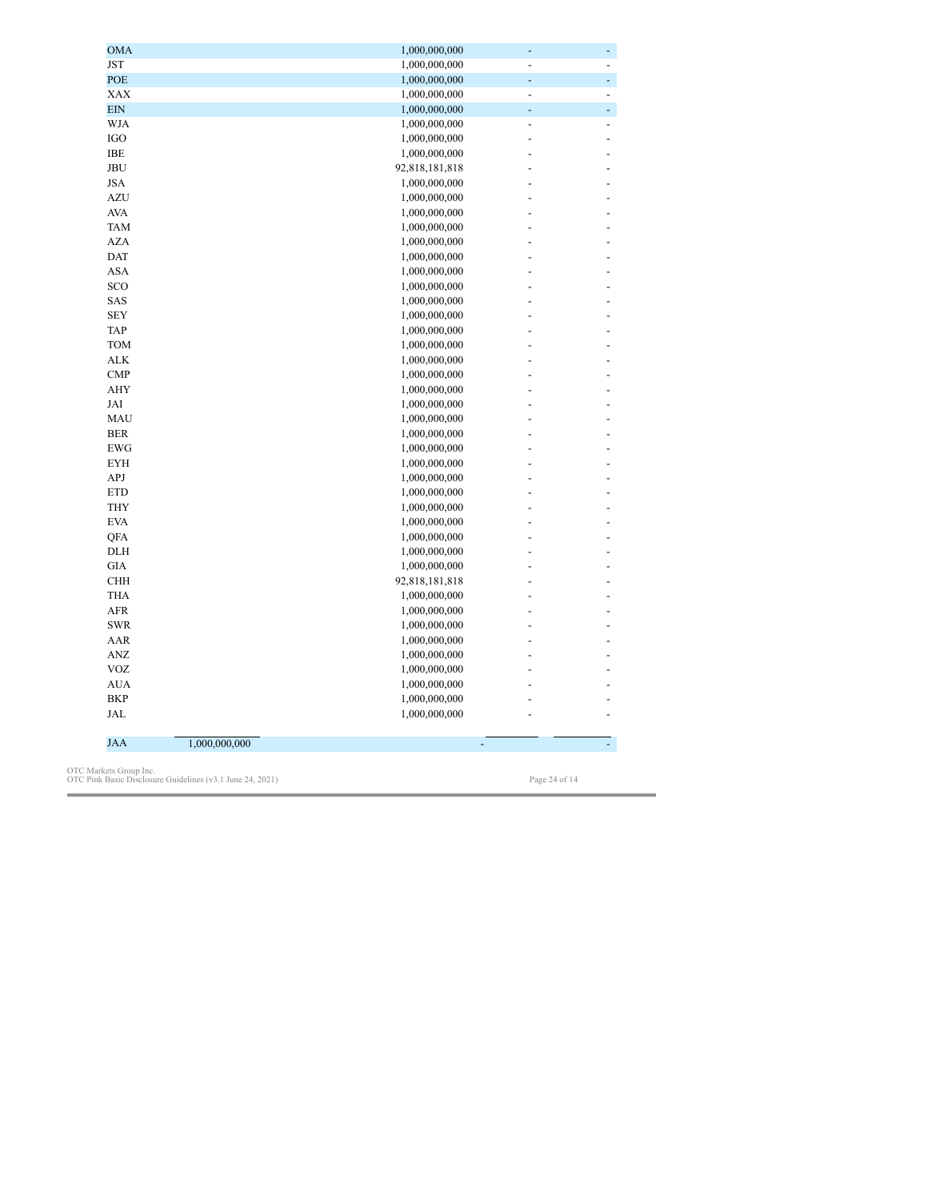| | | | | |
|---|---|---|---|---|
| OMA | | 1,000,000,000 | - | - |
| JST | | 1,000,000,000 | - | - |
| POE | | 1,000,000,000 | - | - |
| XAX | | 1,000,000,000 | - | - |
| EIN | | 1,000,000,000 | - | - |
| WJA | | 1,000,000,000 | - | - |
| IGO | | 1,000,000,000 | - | - |
| IBE | | 1,000,000,000 | - | - |
| JBU | | 92,818,181,818 | - | - |
| JSA | | 1,000,000,000 | - | - |
| AZU | | 1,000,000,000 | - | - |
| AVA | | 1,000,000,000 | - | - |
| TAM | | 1,000,000,000 | - | - |
| AZA | | 1,000,000,000 | - | - |
| DAT | | 1,000,000,000 | - | - |
| ASA | | 1,000,000,000 | - | - |
| SCO | | 1,000,000,000 | - | - |
| SAS | | 1,000,000,000 | - | - |
| SEY | | 1,000,000,000 | - | - |
| TAP | | 1,000,000,000 | - | - |
| TOM | | 1,000,000,000 | - | - |
| ALK | | 1,000,000,000 | - | - |
| CMP | | 1,000,000,000 | - | - |
| AHY | | 1,000,000,000 | - | - |
| JAI | | 1,000,000,000 | - | - |
| MAU | | 1,000,000,000 | - | - |
| BER | | 1,000,000,000 | - | - |
| EWG | | 1,000,000,000 | - | - |
| EYH | | 1,000,000,000 | - | - |
| APJ | | 1,000,000,000 | - | - |
| ETD | | 1,000,000,000 | - | - |
| THY | | 1,000,000,000 | - | - |
| EVA | | 1,000,000,000 | - | - |
| QFA | | 1,000,000,000 | - | - |
| DLH | | 1,000,000,000 | - | - |
| GIA | | 1,000,000,000 | - | - |
| CHH | | 92,818,181,818 | - | - |
| THA | | 1,000,000,000 | - | - |
| AFR | | 1,000,000,000 | - | - |
| SWR | | 1,000,000,000 | - | - |
| AAR | | 1,000,000,000 | - | - |
| ANZ | | 1,000,000,000 | - | - |
| VOZ | | 1,000,000,000 | - | - |
| AUA | | 1,000,000,000 | - | - |
| BKP | | 1,000,000,000 | - | - |
| JAL | | 1,000,000,000 | - | - |
| JAA | 1,000,000,000 | | - | - |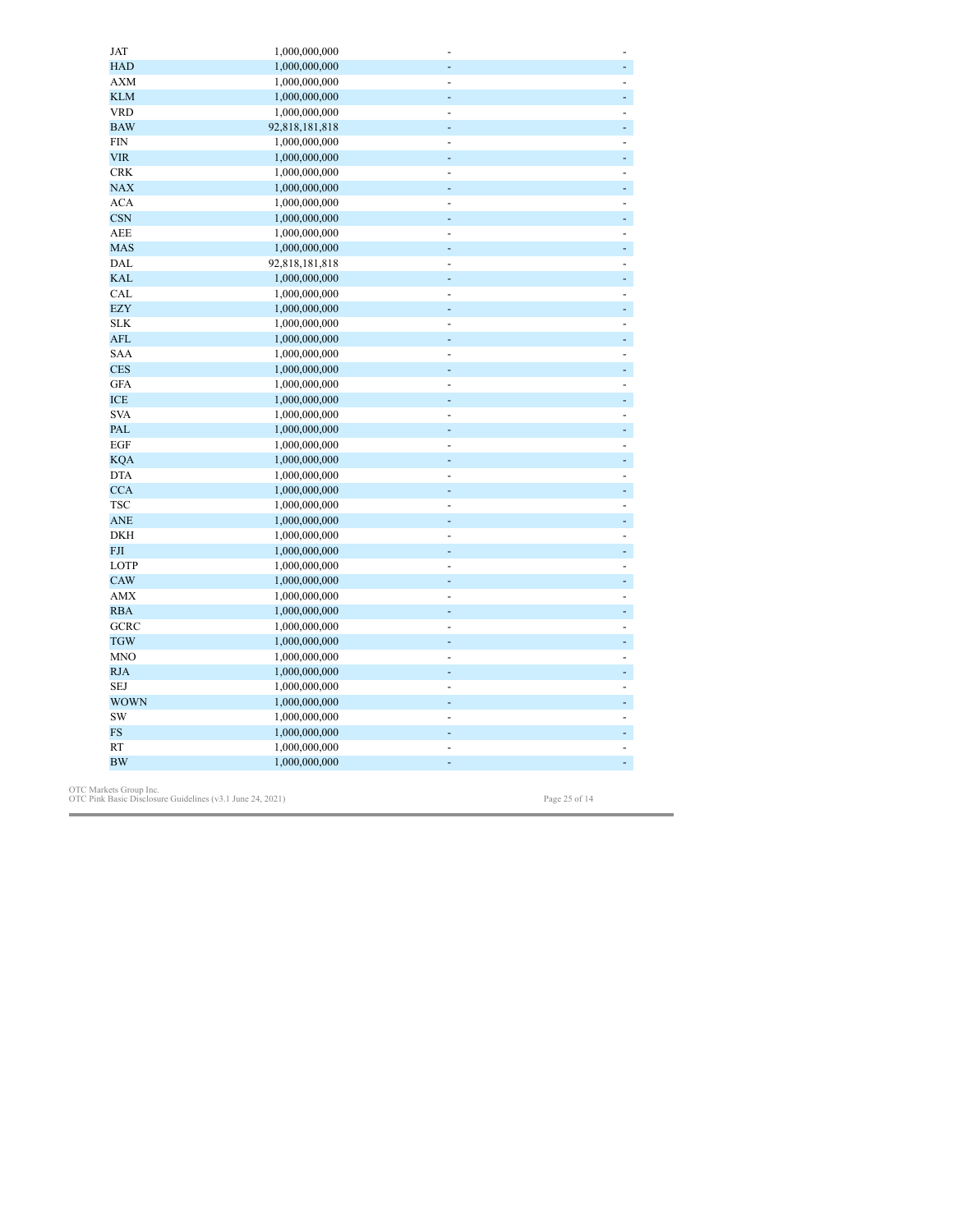| | | | |
|---|---|---|---|
| JAT | 1,000,000,000 | - | - |
| HAD | 1,000,000,000 | - | - |
| AXM | 1,000,000,000 | - | - |
| KLM | 1,000,000,000 | - | - |
| VRD | 1,000,000,000 | - | - |
| BAW | 92,818,181,818 | - | - |
| FIN | 1,000,000,000 | - | - |
| VIR | 1,000,000,000 | - | - |
| CRK | 1,000,000,000 | - | - |
| NAX | 1,000,000,000 | - | - |
| ACA | 1,000,000,000 | - | - |
| CSN | 1,000,000,000 | - | - |
| AEE | 1,000,000,000 | - | - |
| MAS | 1,000,000,000 | - | - |
| DAL | 92,818,181,818 | - | - |
| KAL | 1,000,000,000 | - | - |
| CAL | 1,000,000,000 | - | - |
| EZY | 1,000,000,000 | - | - |
| SLK | 1,000,000,000 | - | - |
| AFL | 1,000,000,000 | - | - |
| SAA | 1,000,000,000 | - | - |
| CES | 1,000,000,000 | - | - |
| GFA | 1,000,000,000 | - | - |
| ICE | 1,000,000,000 | - | - |
| SVA | 1,000,000,000 | - | - |
| PAL | 1,000,000,000 | - | - |
| EGF | 1,000,000,000 | - | - |
| KQA | 1,000,000,000 | - | - |
| DTA | 1,000,000,000 | - | - |
| CCA | 1,000,000,000 | - | - |
| TSC | 1,000,000,000 | - | - |
| ANE | 1,000,000,000 | - | - |
| DKH | 1,000,000,000 | - | - |
| FJI | 1,000,000,000 | - | - |
| LOTP | 1,000,000,000 | - | - |
| CAW | 1,000,000,000 | - | - |
| AMX | 1,000,000,000 | - | - |
| RBA | 1,000,000,000 | - | - |
| GCRC | 1,000,000,000 | - | - |
| TGW | 1,000,000,000 | - | - |
| MNO | 1,000,000,000 | - | - |
| RJA | 1,000,000,000 | - | - |
| SEJ | 1,000,000,000 | - | - |
| WOWN | 1,000,000,000 | - | - |
| SW | 1,000,000,000 | - | - |
| FS | 1,000,000,000 | - | - |
| RT | 1,000,000,000 | - | - |
| BW | 1,000,000,000 | - | - |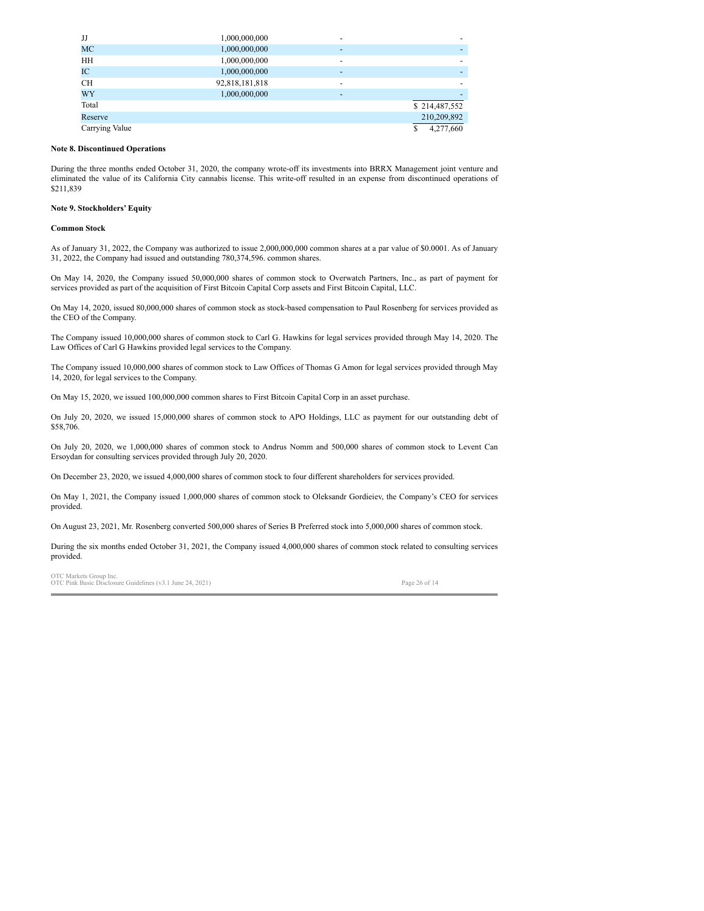| | | | |
|---|---|---|---|
| JJ | 1,000,000,000 | - | - |
| MC | 1,000,000,000 | - | - |
| HH | 1,000,000,000 | - | - |
| IC | 1,000,000,000 | - | - |
| CH | 92,818,181,818 | - | - |
| WY | 1,000,000,000 | - | - |
| Total | | | $ 214,487,552 |
| Reserve | | | 210,209,892 |
| Carrying Value | | | $ 4,277,660 |

**Note 8. Discontinued Operations**

During the three months ended October 31, 2020, the company wrote-off its investments into BRRX Management joint venture and eliminated the value of its California City cannabis license. This write-off resulted in an expense from discontinued operations of $211,839

**Note 9. Stockholders' Equity**

**Common Stock**

As of January 31, 2022, the Company was authorized to issue 2,000,000,000 common shares at a par value of $0.0001. As of January 31, 2022, the Company had issued and outstanding 780,374,596. common shares.

On May 14, 2020, the Company issued 50,000,000 shares of common stock to Overwatch Partners, Inc., as part of payment for services provided as part of the acquisition of First Bitcoin Capital Corp assets and First Bitcoin Capital, LLC.

On May 14, 2020, issued 80,000,000 shares of common stock as stock-based compensation to Paul Rosenberg for services provided as the CEO of the Company.

The Company issued 10,000,000 shares of common stock to Carl G. Hawkins for legal services provided through May 14, 2020. The Law Offices of Carl G Hawkins provided legal services to the Company.

The Company issued 10,000,000 shares of common stock to Law Offices of Thomas G Amon for legal services provided through May 14, 2020, for legal services to the Company.

On May 15, 2020, we issued 100,000,000 common shares to First Bitcoin Capital Corp in an asset purchase.

On July 20, 2020, we issued 15,000,000 shares of common stock to APO Holdings, LLC as payment for our outstanding debt of $58,706.

On July 20, 2020, we 1,000,000 shares of common stock to Andrus Nomm and 500,000 shares of common stock to Levent Can Ersoydan for consulting services provided through July 20, 2020.

On December 23, 2020, we issued 4,000,000 shares of common stock to four different shareholders for services provided.

On May 1, 2021, the Company issued 1,000,000 shares of common stock to Oleksandr Gordieiev, the Company's CEO for services provided.

On August 23, 2021, Mr. Rosenberg converted 500,000 shares of Series B Preferred stock into 5,000,000 shares of common stock.

During the six months ended October 31, 2021, the Company issued 4,000,000 shares of common stock related to consulting services provided.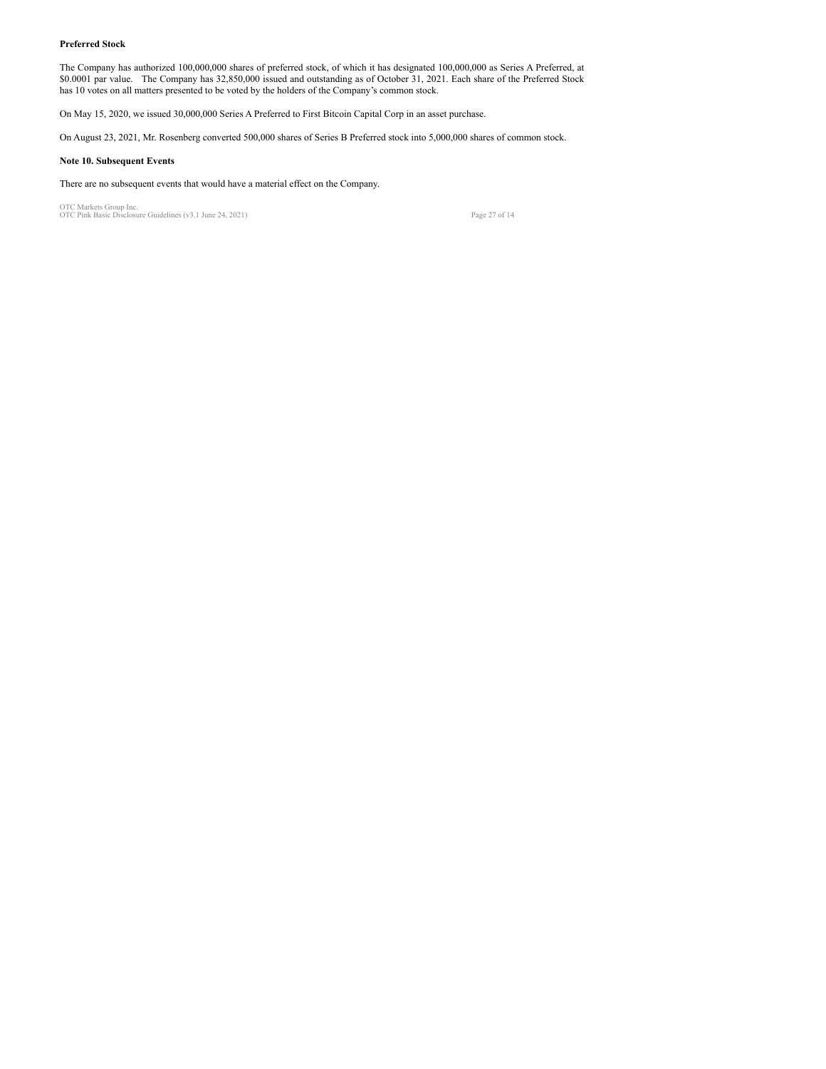**Preferred Stock**

The Company has authorized 100,000,000 shares of preferred stock, of which it has designated 100,000,000 as Series A Preferred, at $0.0001 par value. The Company has 32,850,000 issued and outstanding as of October 31, 2021. Each share of the Preferred Stock has 10 votes on all matters presented to be voted by the holders of the Company's common stock.

On May 15, 2020, we issued 30,000,000 Series A Preferred to First Bitcoin Capital Corp in an asset purchase.

On August 23, 2021, Mr. Rosenberg converted 500,000 shares of Series B Preferred stock into 5,000,000 shares of common stock.

**Note 10. Subsequent Events**

There are no subsequent events that would have a material effect on the Company.